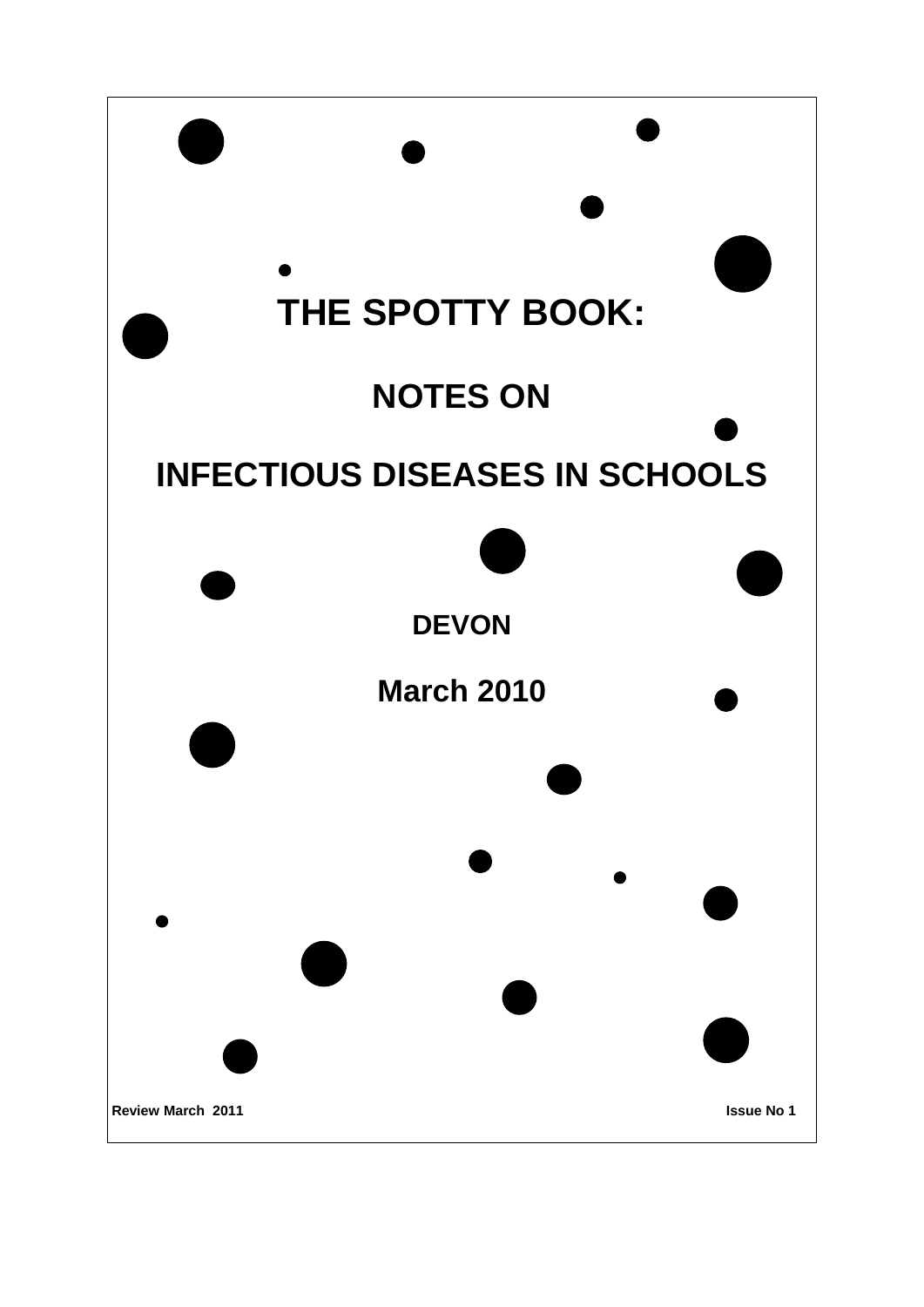# THE SPOTTY BOOK:

## NOTES ON

## INFECTIOUS DISEASES IN SCHOOLS

**DEVON**

**March 2010**

**Review March 2011**

**Issue No 1**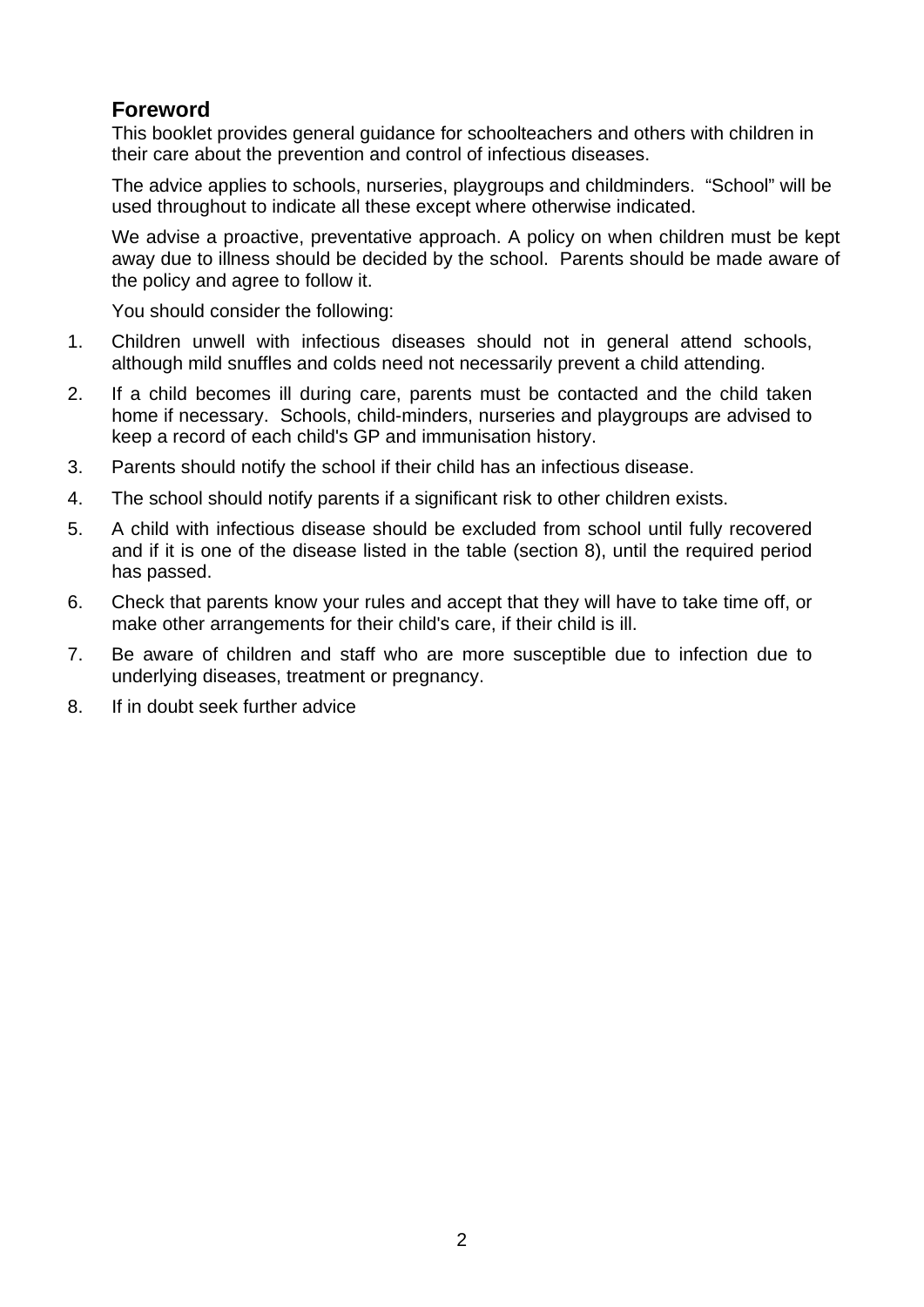## Foreword

This booklet provides general guidance for schoolteachers and others with children in their care about the prevention and control of infectious diseases.

The advice applies to schools, nurseries, playgroups and childminders. “School” will be used throughout to indicate all these except where otherwise indicated.

We advise a proactive, preventative approach. A policy on when children must be kept away due to illness should be decided by the school. Parents should be made aware of the policy and agree to follow it.

You should consider the following:

1. Children unwell with infectious diseases should not in general attend schools, although mild snuffles and colds need not necessarily prevent a child attending.
2. If a child becomes ill during care, parents must be contacted and the child taken home if necessary. Schools, child-minders, nurseries and playgroups are advised to keep a record of each child's GP and immunisation history.
3. Parents should notify the school if their child has an infectious disease.
4. The school should notify parents if a significant risk to other children exists.
5. A child with infectious disease should be excluded from school until fully recovered and if it is one of the disease listed in the table (section 8), until the required period has passed.
6. Check that parents know your rules and accept that they will have to take time off, or make other arrangements for their child's care, if their child is ill.
7. Be aware of children and staff who are more susceptible due to infection due to underlying diseases, treatment or pregnancy.
8. If in doubt seek further advice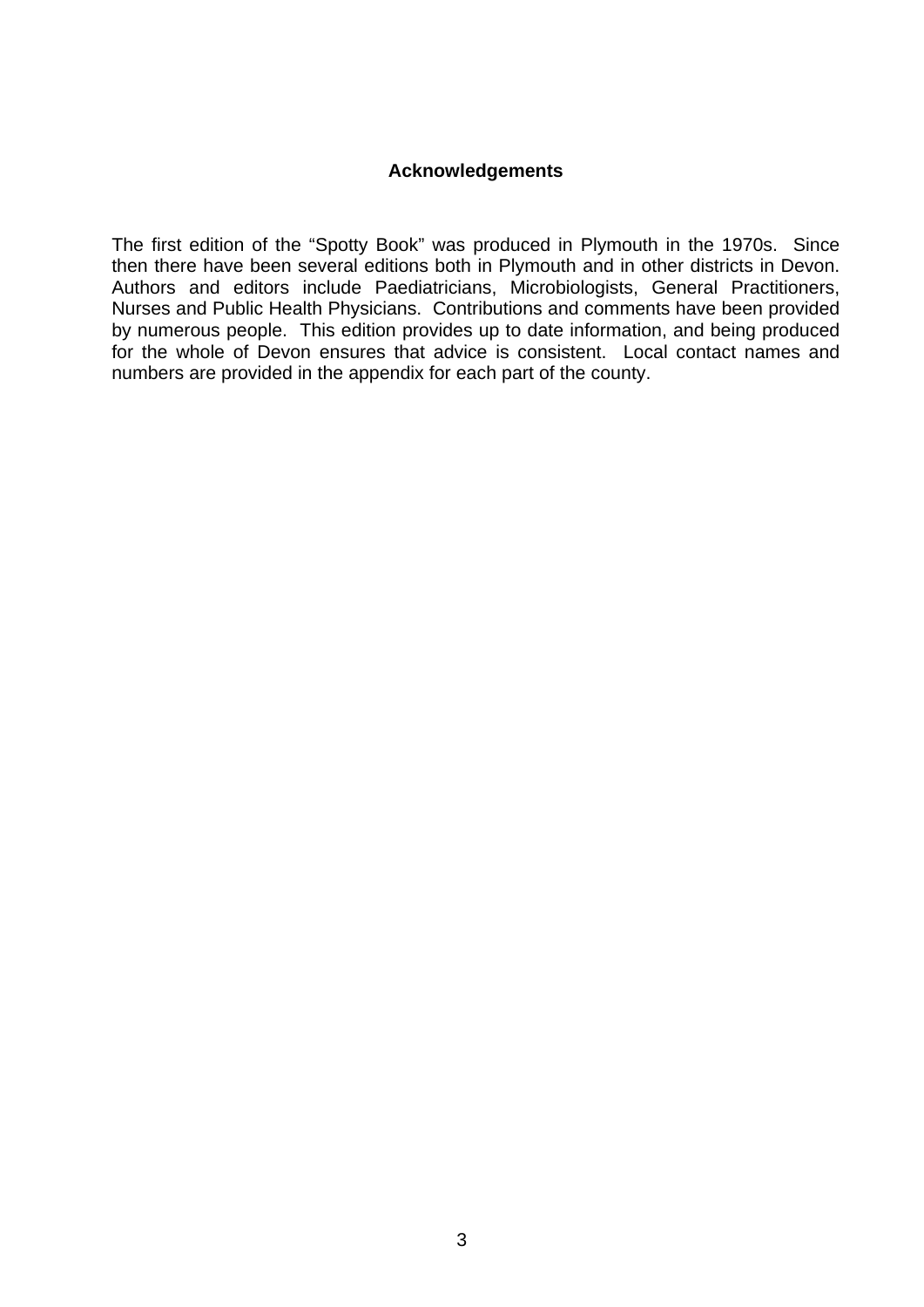## Acknowledgements

The first edition of the "Spotty Book" was produced in Plymouth in the 1970s. Since then there have been several editions both in Plymouth and in other districts in Devon. Authors and editors include Paediatricians, Microbiologists, General Practitioners, Nurses and Public Health Physicians. Contributions and comments have been provided by numerous people. This edition provides up to date information, and being produced for the whole of Devon ensures that advice is consistent. Local contact names and numbers are provided in the appendix for each part of the county.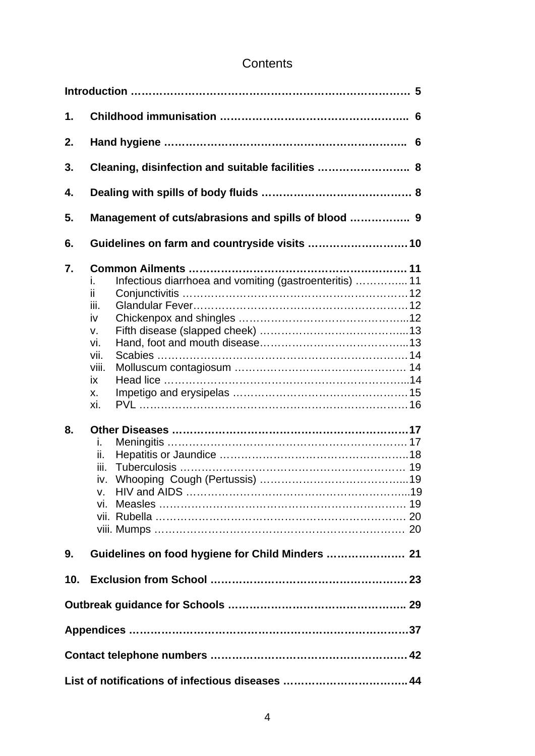# Contents

**Introduction ………………………………………………………………… 5**

1. **Childhood immunisation ………………………………………….. 6**
2. **Hand hygiene ………………………………………………………. 6**
3. **Cleaning, disinfection and suitable facilities …………………….. 8**
4. **Dealing with spills of body fluids ………………………………… 8**
5. **Management of cuts/abrasions and spills of blood ……………. 9**
6. **Guidelines on farm and countryside visits ……………………… 10**
7. **Common Ailments …………………………………………………. 11**
   - i. Infectious diarrhoea and vomiting (gastroenteritis) ………….. 11
   - ii Conjunctivitis ……………………………………………………… 12
   - iii. Glandular Fever…………………………………………………… 12
   - iv Chickenpox and shingles ………………………………………...12
   - v. Fifth disease (slapped cheek) …………………………………...13
   - vi. Hand, foot and mouth disease…………………………………...13
   - vii. Scabies ……………………………………………………………14
   - viii. Molluscum contagiosum ……………………………………… 14
   - ix Head lice …………………………………………………………...14
   - x. Impetigo and erysipelas …………………………………………15
   - xi. PVL ………………………………………………………………… 16
8. **Other Diseases ……………………………………………………….17**
   - i. Meningitis …………………………………………………………. 17
   - ii. Hepatitis or Jaundice ……………………………………………..18
   - iii. Tuberculosis ………………………………………………………. 19
   - iv. Whooping Cough (Pertussis) …………………………………...19
   - v. HIV and AIDS ……………………………………………………...19
   - vi. Measles ……………………………………………………………. 19
   - vii. Rubella ……………………………………………………………. 20
   - viii. Mumps …………………………………………………………… 20
9. **Guidelines on food hygiene for Child Minders ………………… 21**
10. **Exclusion from School ……………………………………………… 23**

**Outbreak guidance for Schools ………………………………………….. 29**

**Appendices …………………………………………………………………37**

**Contact telephone numbers ………………………………………………. 42**

**List of notifications of infectious diseases …………………………….. 44**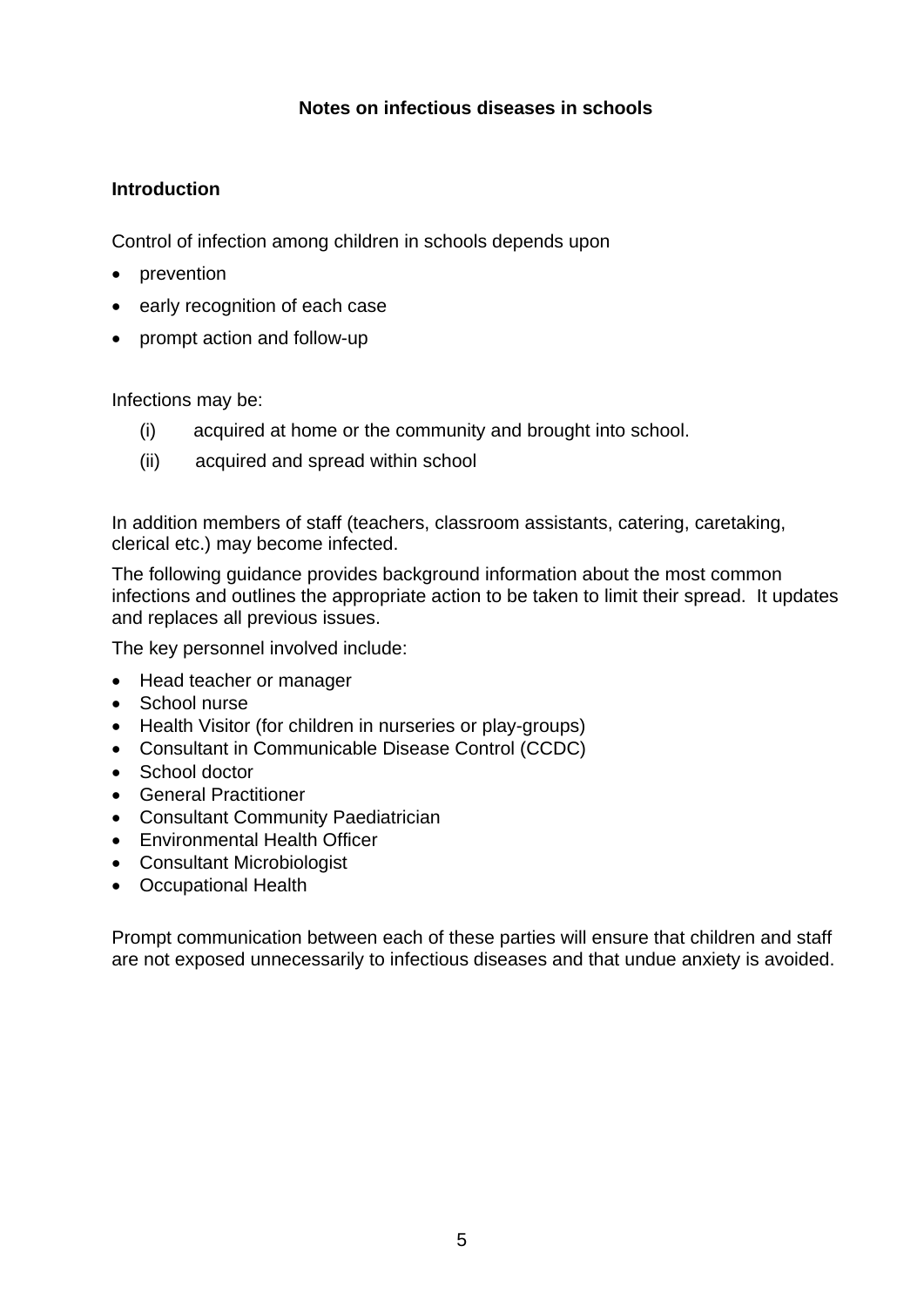## Notes on infectious diseases in schools

### Introduction

Control of infection among children in schools depends upon

- prevention
- early recognition of each case
- prompt action and follow-up

Infections may be:

(i) acquired at home or the community and brought into school.

(ii) acquired and spread within school

In addition members of staff (teachers, classroom assistants, catering, caretaking, clerical etc.) may become infected.

The following guidance provides background information about the most common infections and outlines the appropriate action to be taken to limit their spread. It updates and replaces all previous issues.

The key personnel involved include:

- Head teacher or manager
- School nurse
- Health Visitor (for children in nurseries or play-groups)
- Consultant in Communicable Disease Control (CCDC)
- School doctor
- General Practitioner
- Consultant Community Paediatrician
- Environmental Health Officer
- Consultant Microbiologist
- Occupational Health

Prompt communication between each of these parties will ensure that children and staff are not exposed unnecessarily to infectious diseases and that undue anxiety is avoided.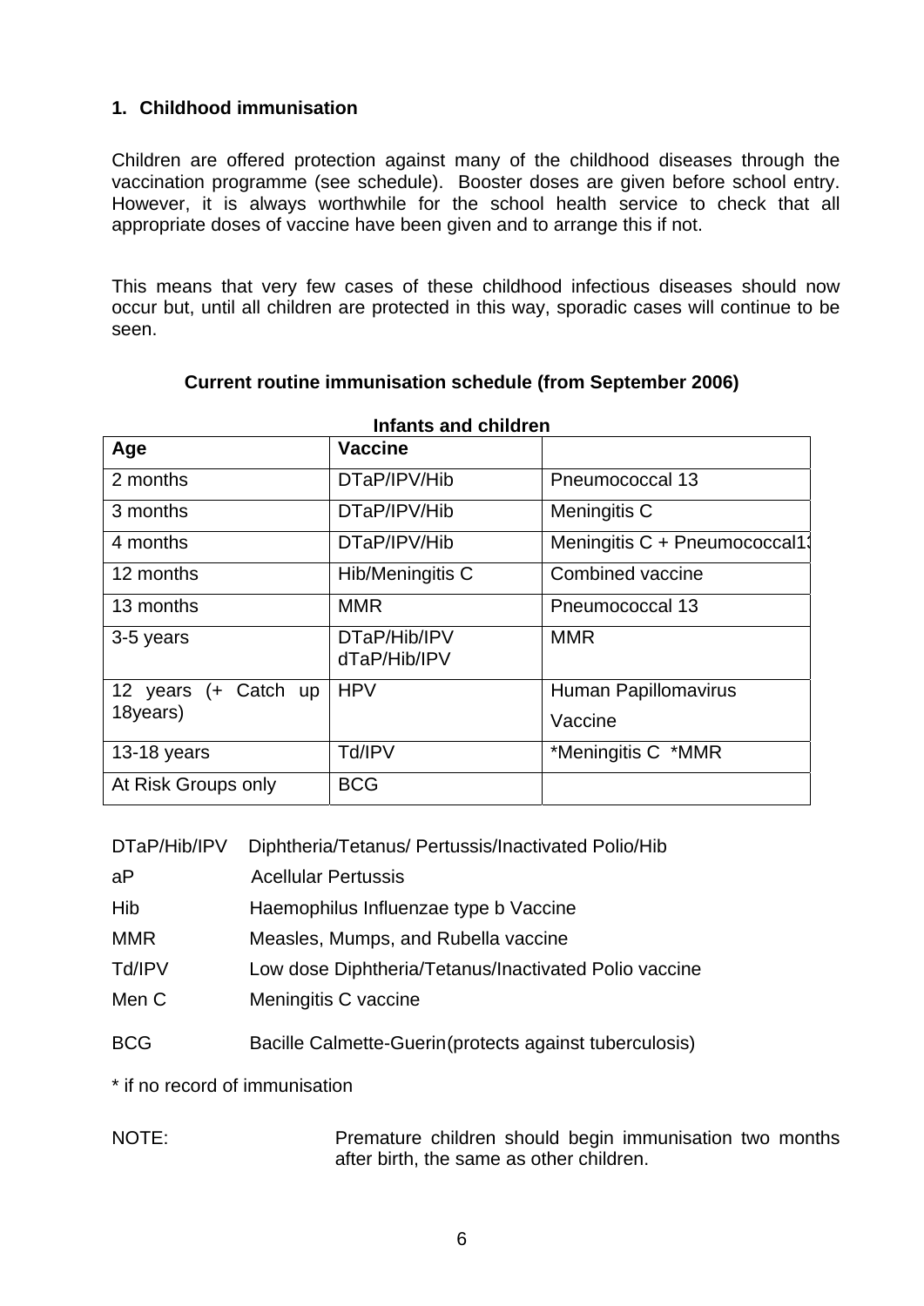## 1. Childhood immunisation

Children are offered protection against many of the childhood diseases through the vaccination programme (see schedule). Booster doses are given before school entry. However, it is always worthwhile for the school health service to check that all appropriate doses of vaccine have been given and to arrange this if not.

This means that very few cases of these childhood infectious diseases should now occur but, until all children are protected in this way, sporadic cases will continue to be seen.

**Current routine immunisation schedule (from September 2006)**

**Infants and children**

| Age | Vaccine | |
|---|---|---|
| 2 months | DTaP/IPV/Hib | Pneumococcal 13 |
| 3 months | DTaP/IPV/Hib | Meningitis C |
| 4 months | DTaP/IPV/Hib | Meningitis C + Pneumococcal13 |
| 12 months | Hib/Meningitis C | Combined vaccine |
| 13 months | MMR | Pneumococcal 13 |
| 3-5 years | DTaP/Hib/IPV dTaP/Hib/IPV | MMR |
| 12 years (+ Catch up 18years) | HPV | Human Papillomavirus Vaccine |
| 13-18 years | Td/IPV | *Meningitis C *MMR |
| At Risk Groups only | BCG | |

| | |
|---|---|
| DTaP/Hib/IPV | Diphtheria/Tetanus/ Pertussis/Inactivated Polio/Hib |
| aP | Acellular Pertussis |
| Hib | Haemophilus Influenzae type b Vaccine |
| MMR | Measles, Mumps, and Rubella vaccine |
| Td/IPV | Low dose Diphtheria/Tetanus/Inactivated Polio vaccine |
| Men C | Meningitis C vaccine |
| BCG | Bacille Calmette-Guerin(protects against tuberculosis) |

\* if no record of immunisation

NOTE: Premature children should begin immunisation two months after birth, the same as other children.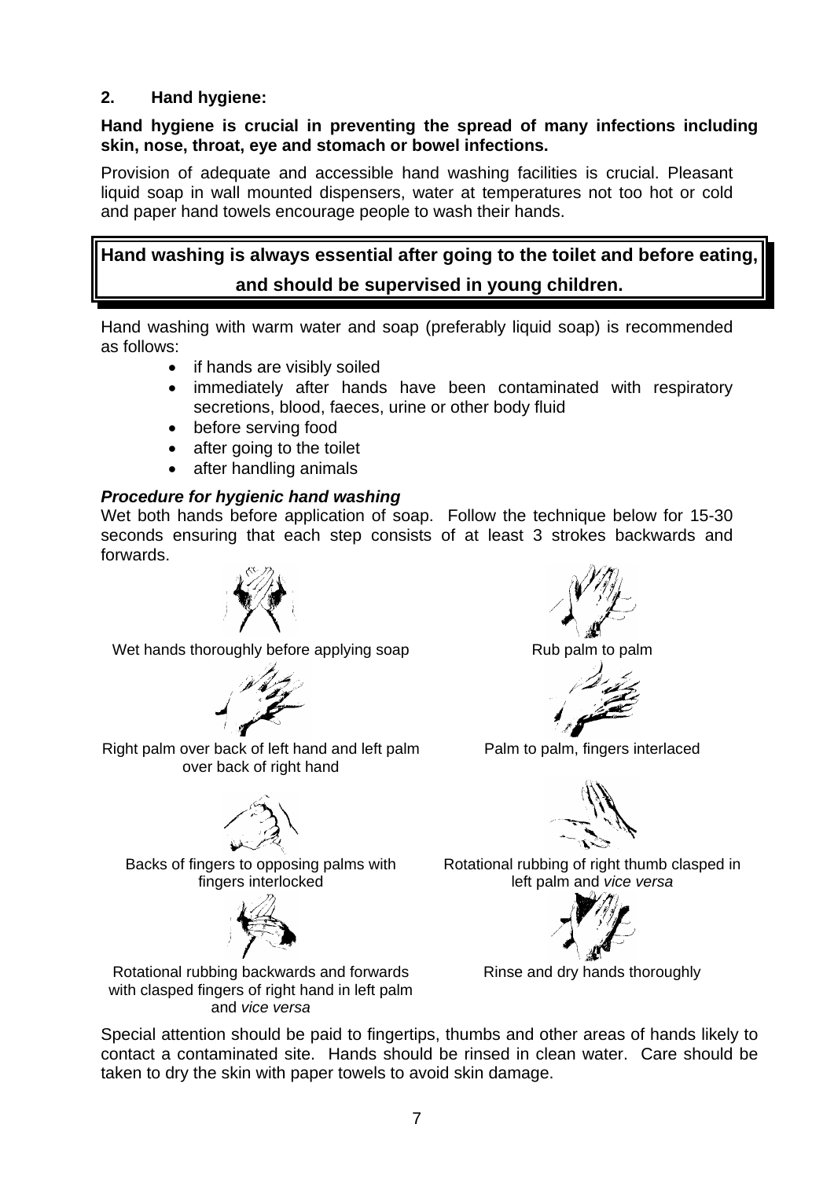## 2. Hand hygiene:

**Hand hygiene is crucial in preventing the spread of many infections including skin, nose, throat, eye and stomach or bowel infections.**

Provision of adequate and accessible hand washing facilities is crucial. Pleasant liquid soap in wall mounted dispensers, water at temperatures not too hot or cold and paper hand towels encourage people to wash their hands.

**Hand washing is always essential after going to the toilet and before eating, and should be supervised in young children.**

Hand washing with warm water and soap (preferably liquid soap) is recommended as follows:

- if hands are visibly soiled
- immediately after hands have been contaminated with respiratory secretions, blood, faeces, urine or other body fluid
- before serving food
- after going to the toilet
- after handling animals

***Procedure for hygienic hand washing***

Wet both hands before application of soap. Follow the technique below for 15-30 seconds ensuring that each step consists of at least 3 strokes backwards and forwards.

Wet hands thoroughly before applying soap

Rub palm to palm

Right palm over back of left hand and left palm over back of right hand

Palm to palm, fingers interlaced

Backs of fingers to opposing palms with fingers interlocked

Rotational rubbing of right thumb clasped in left palm and *vice versa*

Rotational rubbing backwards and forwards with clasped fingers of right hand in left palm and *vice versa*

Rinse and dry hands thoroughly

Special attention should be paid to fingertips, thumbs and other areas of hands likely to contact a contaminated site. Hands should be rinsed in clean water. Care should be taken to dry the skin with paper towels to avoid skin damage.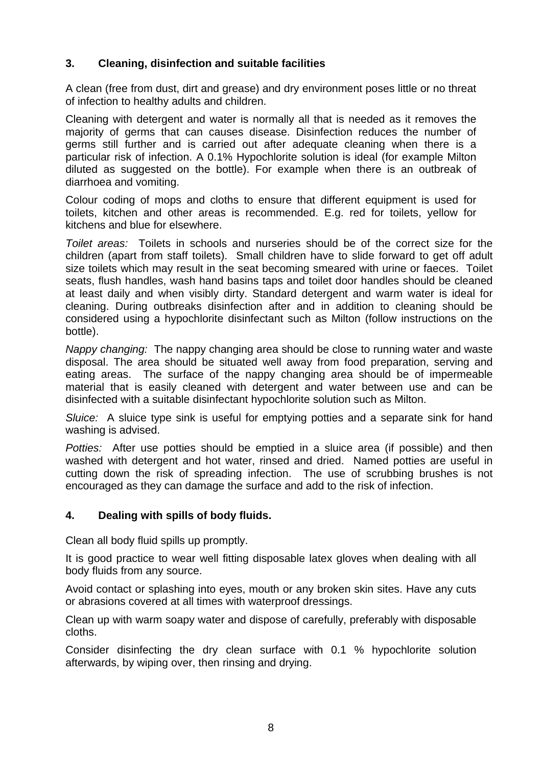## 3. Cleaning, disinfection and suitable facilities

A clean (free from dust, dirt and grease) and dry environment poses little or no threat of infection to healthy adults and children.

Cleaning with detergent and water is normally all that is needed as it removes the majority of germs that can causes disease. Disinfection reduces the number of germs still further and is carried out after adequate cleaning when there is a particular risk of infection. A 0.1% Hypochlorite solution is ideal (for example Milton diluted as suggested on the bottle). For example when there is an outbreak of diarrhoea and vomiting.

Colour coding of mops and cloths to ensure that different equipment is used for toilets, kitchen and other areas is recommended. E.g. red for toilets, yellow for kitchens and blue for elsewhere.

*Toilet areas:* Toilets in schools and nurseries should be of the correct size for the children (apart from staff toilets). Small children have to slide forward to get off adult size toilets which may result in the seat becoming smeared with urine or faeces. Toilet seats, flush handles, wash hand basins taps and toilet door handles should be cleaned at least daily and when visibly dirty. Standard detergent and warm water is ideal for cleaning. During outbreaks disinfection after and in addition to cleaning should be considered using a hypochlorite disinfectant such as Milton (follow instructions on the bottle).

*Nappy changing:* The nappy changing area should be close to running water and waste disposal. The area should be situated well away from food preparation, serving and eating areas. The surface of the nappy changing area should be of impermeable material that is easily cleaned with detergent and water between use and can be disinfected with a suitable disinfectant hypochlorite solution such as Milton.

*Sluice:* A sluice type sink is useful for emptying potties and a separate sink for hand washing is advised.

*Potties:* After use potties should be emptied in a sluice area (if possible) and then washed with detergent and hot water, rinsed and dried. Named potties are useful in cutting down the risk of spreading infection. The use of scrubbing brushes is not encouraged as they can damage the surface and add to the risk of infection.

## 4. Dealing with spills of body fluids.

Clean all body fluid spills up promptly.

It is good practice to wear well fitting disposable latex gloves when dealing with all body fluids from any source.

Avoid contact or splashing into eyes, mouth or any broken skin sites. Have any cuts or abrasions covered at all times with waterproof dressings.

Clean up with warm soapy water and dispose of carefully, preferably with disposable cloths.

Consider disinfecting the dry clean surface with 0.1 % hypochlorite solution afterwards, by wiping over, then rinsing and drying.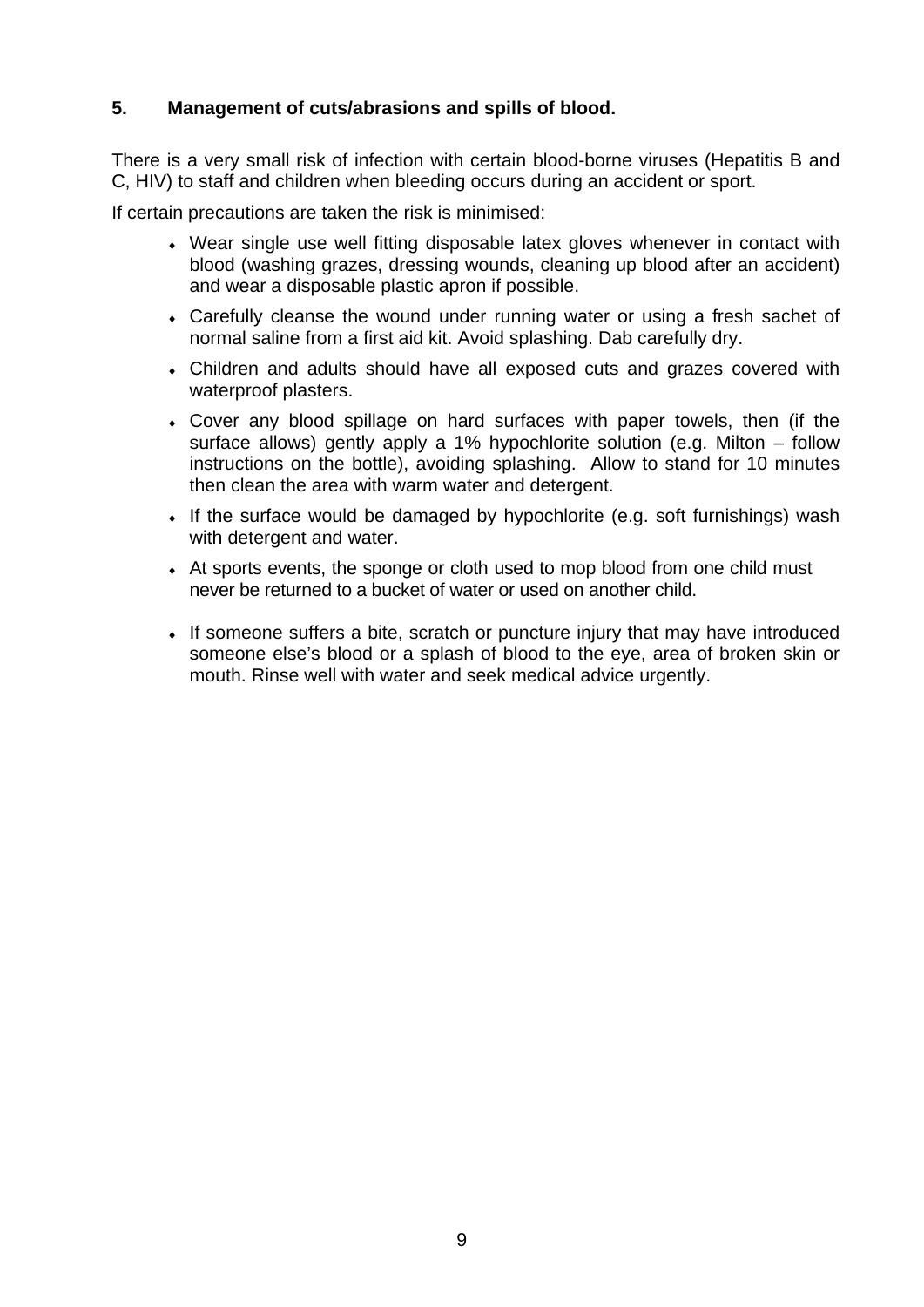## 5. Management of cuts/abrasions and spills of blood.

There is a very small risk of infection with certain blood-borne viruses (Hepatitis B and C, HIV) to staff and children when bleeding occurs during an accident or sport.

If certain precautions are taken the risk is minimised:

- Wear single use well fitting disposable latex gloves whenever in contact with blood (washing grazes, dressing wounds, cleaning up blood after an accident) and wear a disposable plastic apron if possible.
- Carefully cleanse the wound under running water or using a fresh sachet of normal saline from a first aid kit. Avoid splashing. Dab carefully dry.
- Children and adults should have all exposed cuts and grazes covered with waterproof plasters.
- Cover any blood spillage on hard surfaces with paper towels, then (if the surface allows) gently apply a 1% hypochlorite solution (e.g. Milton – follow instructions on the bottle), avoiding splashing. Allow to stand for 10 minutes then clean the area with warm water and detergent.
- If the surface would be damaged by hypochlorite (e.g. soft furnishings) wash with detergent and water.
- At sports events, the sponge or cloth used to mop blood from one child must never be returned to a bucket of water or used on another child.
- If someone suffers a bite, scratch or puncture injury that may have introduced someone else's blood or a splash of blood to the eye, area of broken skin or mouth. Rinse well with water and seek medical advice urgently.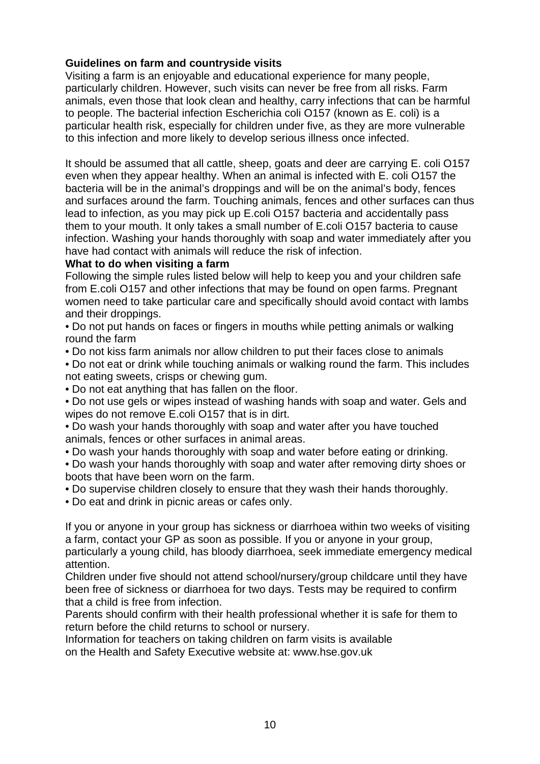**Guidelines on farm and countryside visits**

Visiting a farm is an enjoyable and educational experience for many people, particularly children. However, such visits can never be free from all risks. Farm animals, even those that look clean and healthy, carry infections that can be harmful to people. The bacterial infection Escherichia coli O157 (known as E. coli) is a particular health risk, especially for children under five, as they are more vulnerable to this infection and more likely to develop serious illness once infected.

It should be assumed that all cattle, sheep, goats and deer are carrying E. coli O157 even when they appear healthy. When an animal is infected with E. coli O157 the bacteria will be in the animal's droppings and will be on the animal's body, fences and surfaces around the farm. Touching animals, fences and other surfaces can thus lead to infection, as you may pick up E.coli O157 bacteria and accidentally pass them to your mouth. It only takes a small number of E.coli O157 bacteria to cause infection. Washing your hands thoroughly with soap and water immediately after you have had contact with animals will reduce the risk of infection.

**What to do when visiting a farm**

Following the simple rules listed below will help to keep you and your children safe from E.coli O157 and other infections that may be found on open farms. Pregnant women need to take particular care and specifically should avoid contact with lambs and their droppings.

- Do not put hands on faces or fingers in mouths while petting animals or walking round the farm
- Do not kiss farm animals nor allow children to put their faces close to animals
- Do not eat or drink while touching animals or walking round the farm. This includes not eating sweets, crisps or chewing gum.
- Do not eat anything that has fallen on the floor.
- Do not use gels or wipes instead of washing hands with soap and water. Gels and wipes do not remove E.coli O157 that is in dirt.
- Do wash your hands thoroughly with soap and water after you have touched animals, fences or other surfaces in animal areas.
- Do wash your hands thoroughly with soap and water before eating or drinking.
- Do wash your hands thoroughly with soap and water after removing dirty shoes or boots that have been worn on the farm.
- Do supervise children closely to ensure that they wash their hands thoroughly.
- Do eat and drink in picnic areas or cafes only.

If you or anyone in your group has sickness or diarrhoea within two weeks of visiting a farm, contact your GP as soon as possible. If you or anyone in your group, particularly a young child, has bloody diarrhoea, seek immediate emergency medical attention.

Children under five should not attend school/nursery/group childcare until they have been free of sickness or diarrhoea for two days. Tests may be required to confirm that a child is free from infection.

Parents should confirm with their health professional whether it is safe for them to return before the child returns to school or nursery.

Information for teachers on taking children on farm visits is available on the Health and Safety Executive website at: www.hse.gov.uk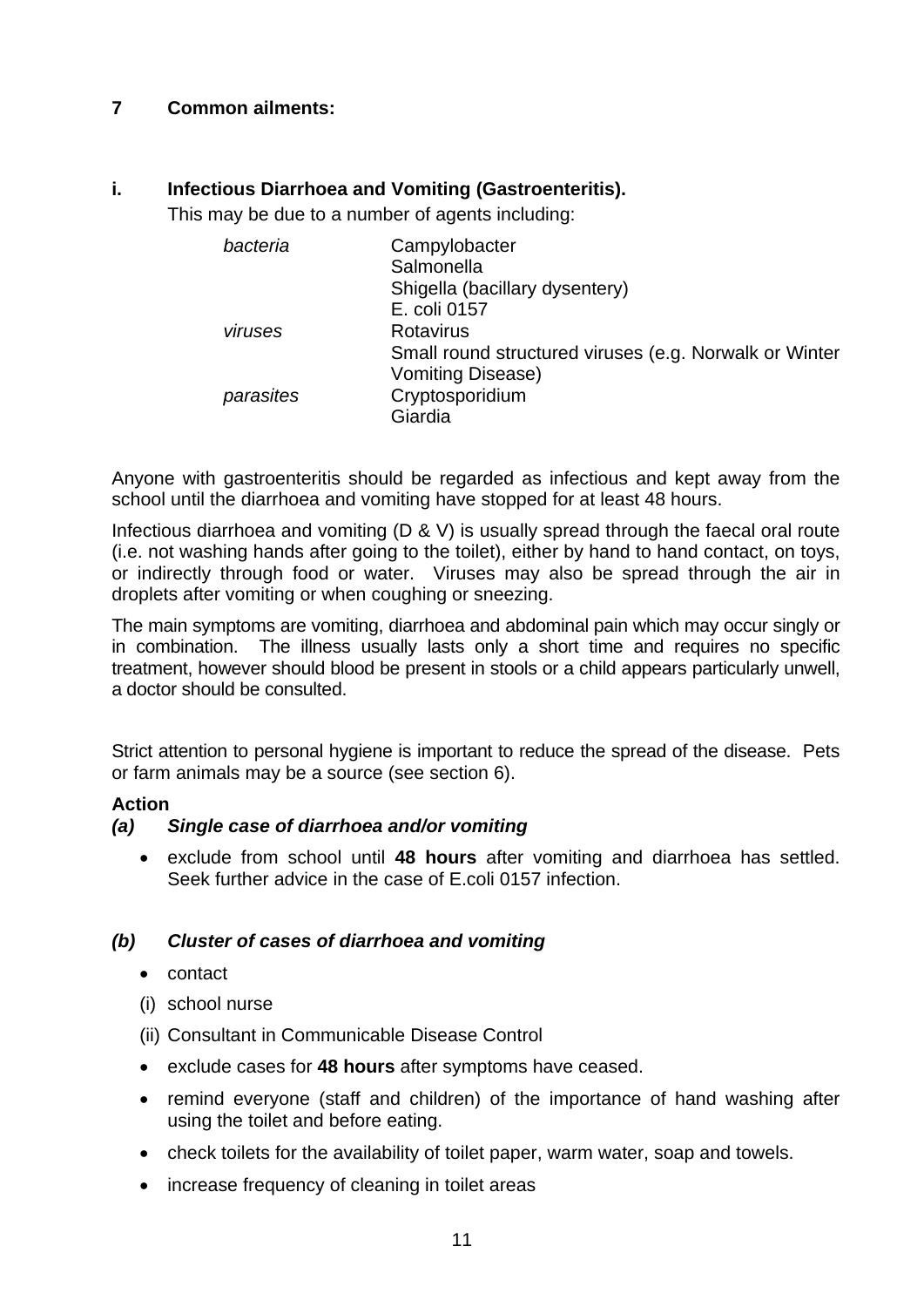## 7 Common ailments:

### i. Infectious Diarrhoea and Vomiting (Gastroenteritis).

This may be due to a number of agents including:

| | |
|---|---|
| *bacteria* | Campylobacter<br>Salmonella<br>Shigella (bacillary dysentery)<br>E. coli 0157 |
| *viruses* | Rotavirus<br>Small round structured viruses (e.g. Norwalk or Winter Vomiting Disease) |
| *parasites* | Cryptosporidium<br>Giardia |

Anyone with gastroenteritis should be regarded as infectious and kept away from the school until the diarrhoea and vomiting have stopped for at least 48 hours.

Infectious diarrhoea and vomiting (D & V) is usually spread through the faecal oral route (i.e. not washing hands after going to the toilet), either by hand to hand contact, on toys, or indirectly through food or water. Viruses may also be spread through the air in droplets after vomiting or when coughing or sneezing.

The main symptoms are vomiting, diarrhoea and abdominal pain which may occur singly or in combination. The illness usually lasts only a short time and requires no specific treatment, however should blood be present in stools or a child appears particularly unwell, a doctor should be consulted.

Strict attention to personal hygiene is important to reduce the spread of the disease. Pets or farm animals may be a source (see section 6).

**Action**

***(a) Single case of diarrhoea and/or vomiting***

- exclude from school until **48 hours** after vomiting and diarrhoea has settled. Seek further advice in the case of E.coli 0157 infection.

***(b) Cluster of cases of diarrhoea and vomiting***

- contact

(i) school nurse

(ii) Consultant in Communicable Disease Control

- exclude cases for **48 hours** after symptoms have ceased.
- remind everyone (staff and children) of the importance of hand washing after using the toilet and before eating.
- check toilets for the availability of toilet paper, warm water, soap and towels.
- increase frequency of cleaning in toilet areas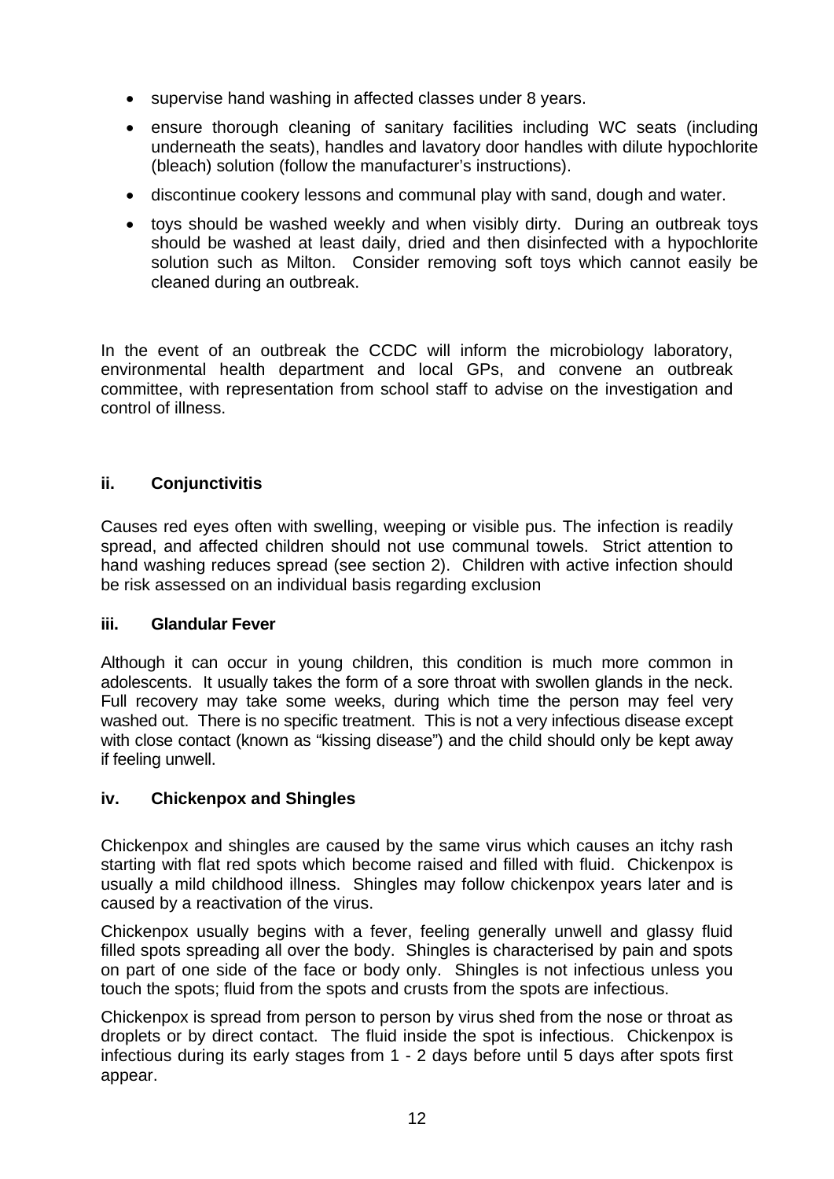- supervise hand washing in affected classes under 8 years.
- ensure thorough cleaning of sanitary facilities including WC seats (including underneath the seats), handles and lavatory door handles with dilute hypochlorite (bleach) solution (follow the manufacturer's instructions).
- discontinue cookery lessons and communal play with sand, dough and water.
- toys should be washed weekly and when visibly dirty. During an outbreak toys should be washed at least daily, dried and then disinfected with a hypochlorite solution such as Milton. Consider removing soft toys which cannot easily be cleaned during an outbreak.

In the event of an outbreak the CCDC will inform the microbiology laboratory, environmental health department and local GPs, and convene an outbreak committee, with representation from school staff to advise on the investigation and control of illness.

### ii. Conjunctivitis

Causes red eyes often with swelling, weeping or visible pus. The infection is readily spread, and affected children should not use communal towels. Strict attention to hand washing reduces spread (see section 2). Children with active infection should be risk assessed on an individual basis regarding exclusion

### iii. Glandular Fever

Although it can occur in young children, this condition is much more common in adolescents. It usually takes the form of a sore throat with swollen glands in the neck. Full recovery may take some weeks, during which time the person may feel very washed out. There is no specific treatment. This is not a very infectious disease except with close contact (known as "kissing disease") and the child should only be kept away if feeling unwell.

### iv. Chickenpox and Shingles

Chickenpox and shingles are caused by the same virus which causes an itchy rash starting with flat red spots which become raised and filled with fluid. Chickenpox is usually a mild childhood illness. Shingles may follow chickenpox years later and is caused by a reactivation of the virus.

Chickenpox usually begins with a fever, feeling generally unwell and glassy fluid filled spots spreading all over the body. Shingles is characterised by pain and spots on part of one side of the face or body only. Shingles is not infectious unless you touch the spots; fluid from the spots and crusts from the spots are infectious.

Chickenpox is spread from person to person by virus shed from the nose or throat as droplets or by direct contact. The fluid inside the spot is infectious. Chickenpox is infectious during its early stages from 1 - 2 days before until 5 days after spots first appear.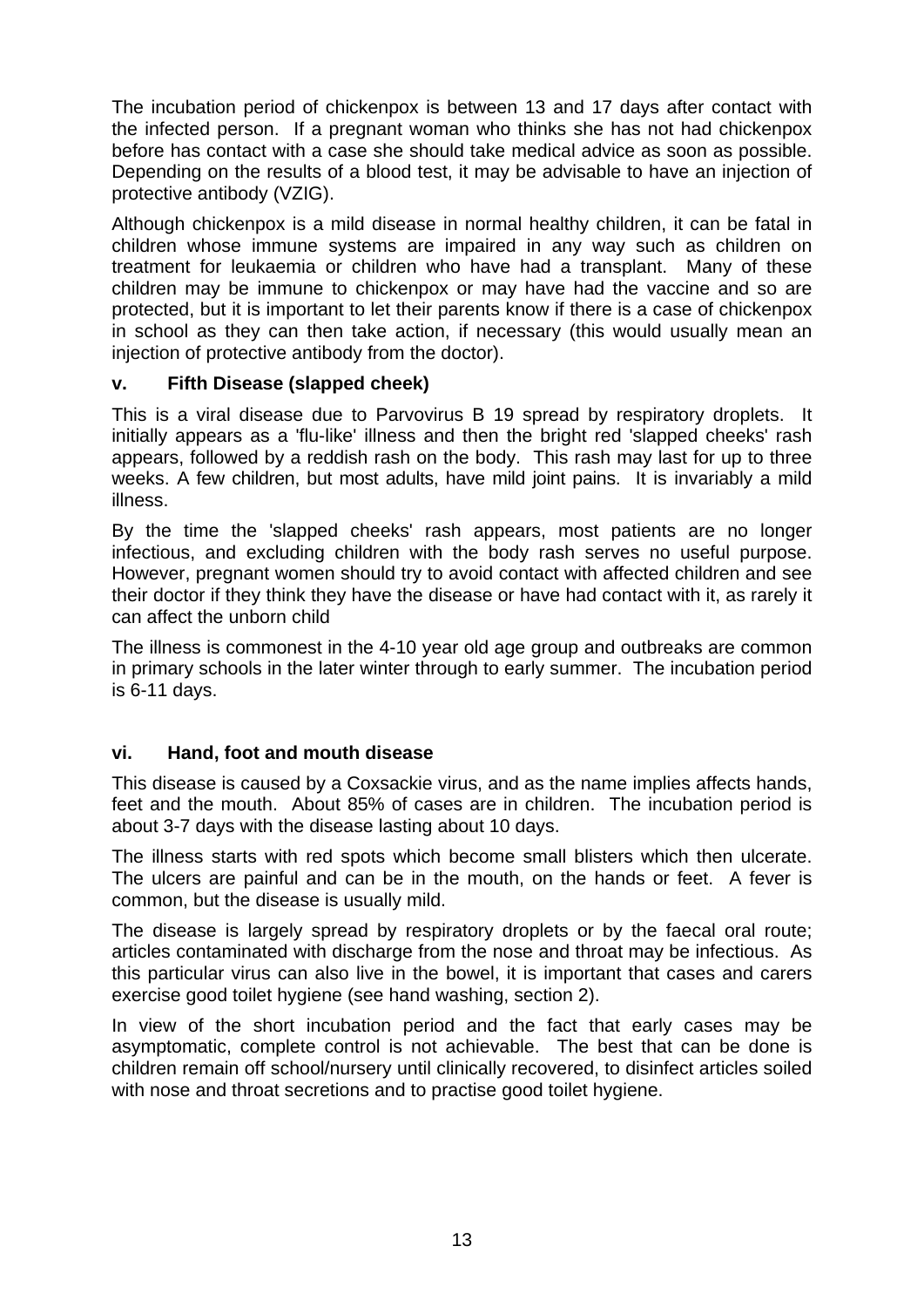The incubation period of chickenpox is between 13 and 17 days after contact with the infected person. If a pregnant woman who thinks she has not had chickenpox before has contact with a case she should take medical advice as soon as possible. Depending on the results of a blood test, it may be advisable to have an injection of protective antibody (VZIG).

Although chickenpox is a mild disease in normal healthy children, it can be fatal in children whose immune systems are impaired in any way such as children on treatment for leukaemia or children who have had a transplant. Many of these children may be immune to chickenpox or may have had the vaccine and so are protected, but it is important to let their parents know if there is a case of chickenpox in school as they can then take action, if necessary (this would usually mean an injection of protective antibody from the doctor).

### v. Fifth Disease (slapped cheek)

This is a viral disease due to Parvovirus B 19 spread by respiratory droplets. It initially appears as a 'flu-like' illness and then the bright red 'slapped cheeks' rash appears, followed by a reddish rash on the body. This rash may last for up to three weeks. A few children, but most adults, have mild joint pains. It is invariably a mild illness.

By the time the 'slapped cheeks' rash appears, most patients are no longer infectious, and excluding children with the body rash serves no useful purpose. However, pregnant women should try to avoid contact with affected children and see their doctor if they think they have the disease or have had contact with it, as rarely it can affect the unborn child

The illness is commonest in the 4-10 year old age group and outbreaks are common in primary schools in the later winter through to early summer. The incubation period is 6-11 days.

### vi. Hand, foot and mouth disease

This disease is caused by a Coxsackie virus, and as the name implies affects hands, feet and the mouth. About 85% of cases are in children. The incubation period is about 3-7 days with the disease lasting about 10 days.

The illness starts with red spots which become small blisters which then ulcerate. The ulcers are painful and can be in the mouth, on the hands or feet. A fever is common, but the disease is usually mild.

The disease is largely spread by respiratory droplets or by the faecal oral route; articles contaminated with discharge from the nose and throat may be infectious. As this particular virus can also live in the bowel, it is important that cases and carers exercise good toilet hygiene (see hand washing, section 2).

In view of the short incubation period and the fact that early cases may be asymptomatic, complete control is not achievable. The best that can be done is children remain off school/nursery until clinically recovered, to disinfect articles soiled with nose and throat secretions and to practise good toilet hygiene.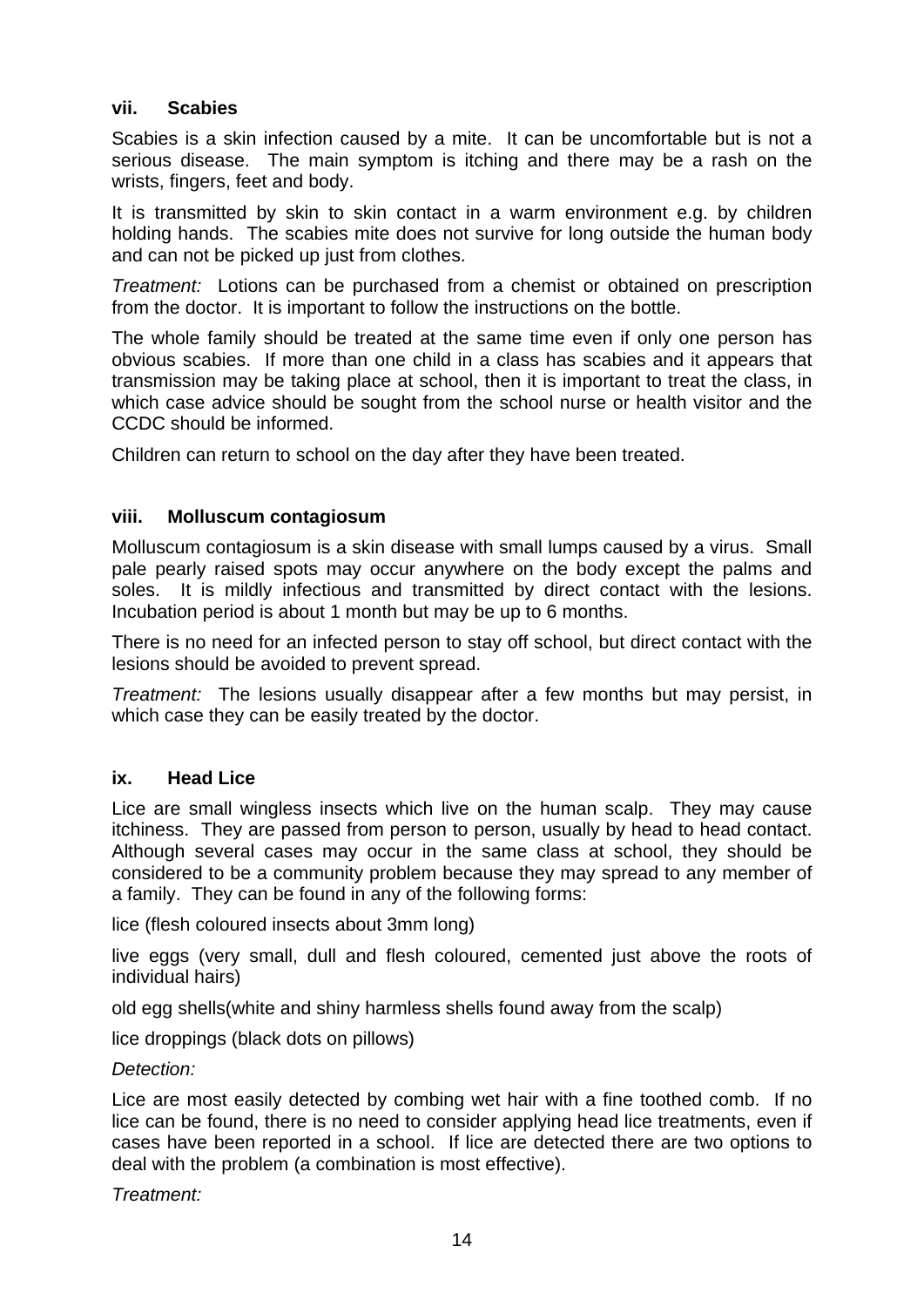### vii. Scabies

Scabies is a skin infection caused by a mite. It can be uncomfortable but is not a serious disease. The main symptom is itching and there may be a rash on the wrists, fingers, feet and body.

It is transmitted by skin to skin contact in a warm environment e.g. by children holding hands. The scabies mite does not survive for long outside the human body and can not be picked up just from clothes.

*Treatment:* Lotions can be purchased from a chemist or obtained on prescription from the doctor. It is important to follow the instructions on the bottle.

The whole family should be treated at the same time even if only one person has obvious scabies. If more than one child in a class has scabies and it appears that transmission may be taking place at school, then it is important to treat the class, in which case advice should be sought from the school nurse or health visitor and the CCDC should be informed.

Children can return to school on the day after they have been treated.

### viii. Molluscum contagiosum

Molluscum contagiosum is a skin disease with small lumps caused by a virus. Small pale pearly raised spots may occur anywhere on the body except the palms and soles. It is mildly infectious and transmitted by direct contact with the lesions. Incubation period is about 1 month but may be up to 6 months.

There is no need for an infected person to stay off school, but direct contact with the lesions should be avoided to prevent spread.

*Treatment:* The lesions usually disappear after a few months but may persist, in which case they can be easily treated by the doctor.

### ix. Head Lice

Lice are small wingless insects which live on the human scalp. They may cause itchiness. They are passed from person to person, usually by head to head contact. Although several cases may occur in the same class at school, they should be considered to be a community problem because they may spread to any member of a family. They can be found in any of the following forms:

lice (flesh coloured insects about 3mm long)

live eggs (very small, dull and flesh coloured, cemented just above the roots of individual hairs)

old egg shells(white and shiny harmless shells found away from the scalp)

lice droppings (black dots on pillows)

*Detection:*

Lice are most easily detected by combing wet hair with a fine toothed comb. If no lice can be found, there is no need to consider applying head lice treatments, even if cases have been reported in a school. If lice are detected there are two options to deal with the problem (a combination is most effective).

*Treatment:*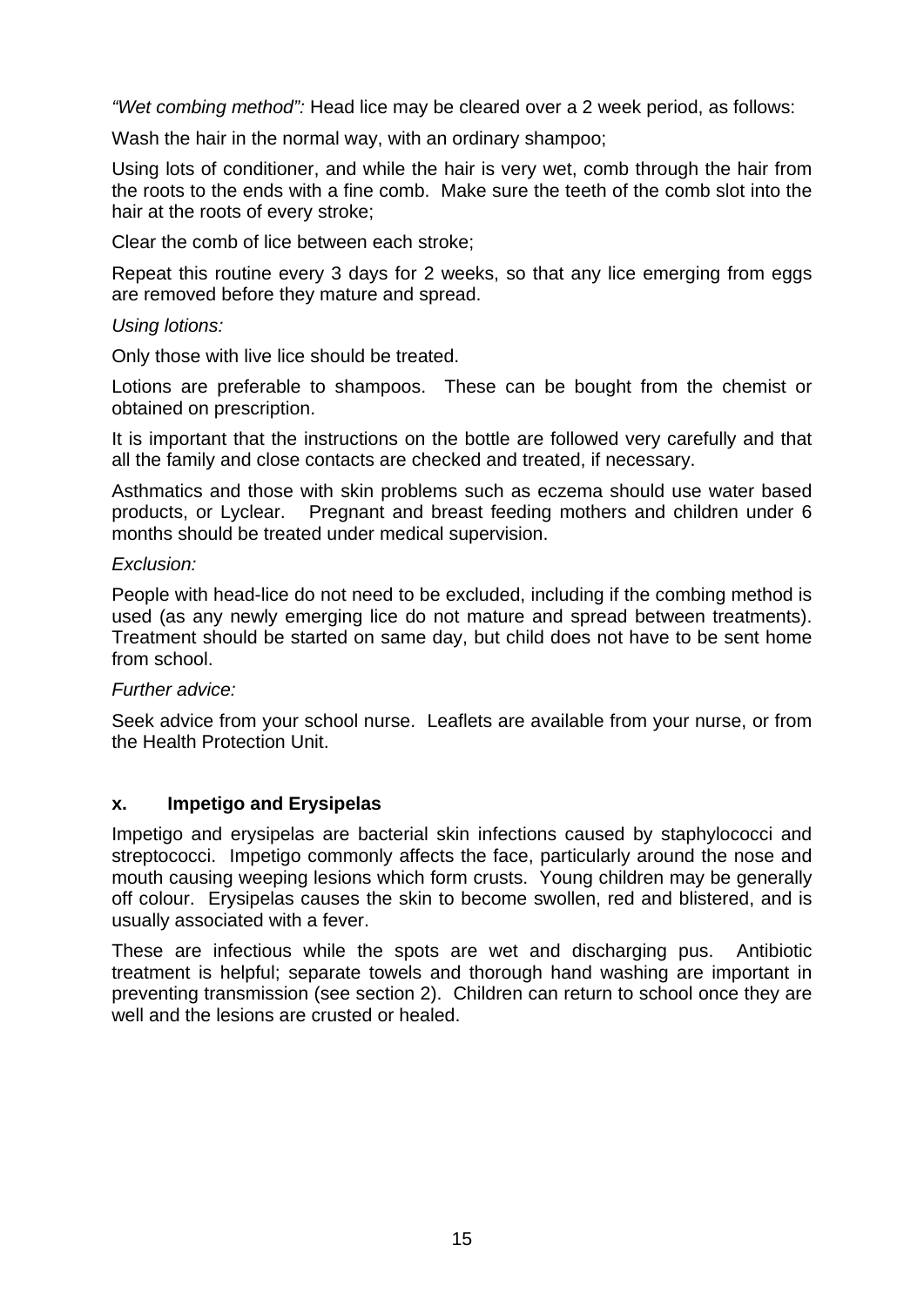*"Wet combing method":* Head lice may be cleared over a 2 week period, as follows:

Wash the hair in the normal way, with an ordinary shampoo;

Using lots of conditioner, and while the hair is very wet, comb through the hair from the roots to the ends with a fine comb. Make sure the teeth of the comb slot into the hair at the roots of every stroke;

Clear the comb of lice between each stroke;

Repeat this routine every 3 days for 2 weeks, so that any lice emerging from eggs are removed before they mature and spread.

*Using lotions:*

Only those with live lice should be treated.

Lotions are preferable to shampoos. These can be bought from the chemist or obtained on prescription.

It is important that the instructions on the bottle are followed very carefully and that all the family and close contacts are checked and treated, if necessary.

Asthmatics and those with skin problems such as eczema should use water based products, or Lyclear. Pregnant and breast feeding mothers and children under 6 months should be treated under medical supervision.

*Exclusion:*

People with head-lice do not need to be excluded, including if the combing method is used (as any newly emerging lice do not mature and spread between treatments). Treatment should be started on same day, but child does not have to be sent home from school.

*Further advice:*

Seek advice from your school nurse. Leaflets are available from your nurse, or from the Health Protection Unit.

### x. Impetigo and Erysipelas

Impetigo and erysipelas are bacterial skin infections caused by staphylococci and streptococci. Impetigo commonly affects the face, particularly around the nose and mouth causing weeping lesions which form crusts. Young children may be generally off colour. Erysipelas causes the skin to become swollen, red and blistered, and is usually associated with a fever.

These are infectious while the spots are wet and discharging pus. Antibiotic treatment is helpful; separate towels and thorough hand washing are important in preventing transmission (see section 2). Children can return to school once they are well and the lesions are crusted or healed.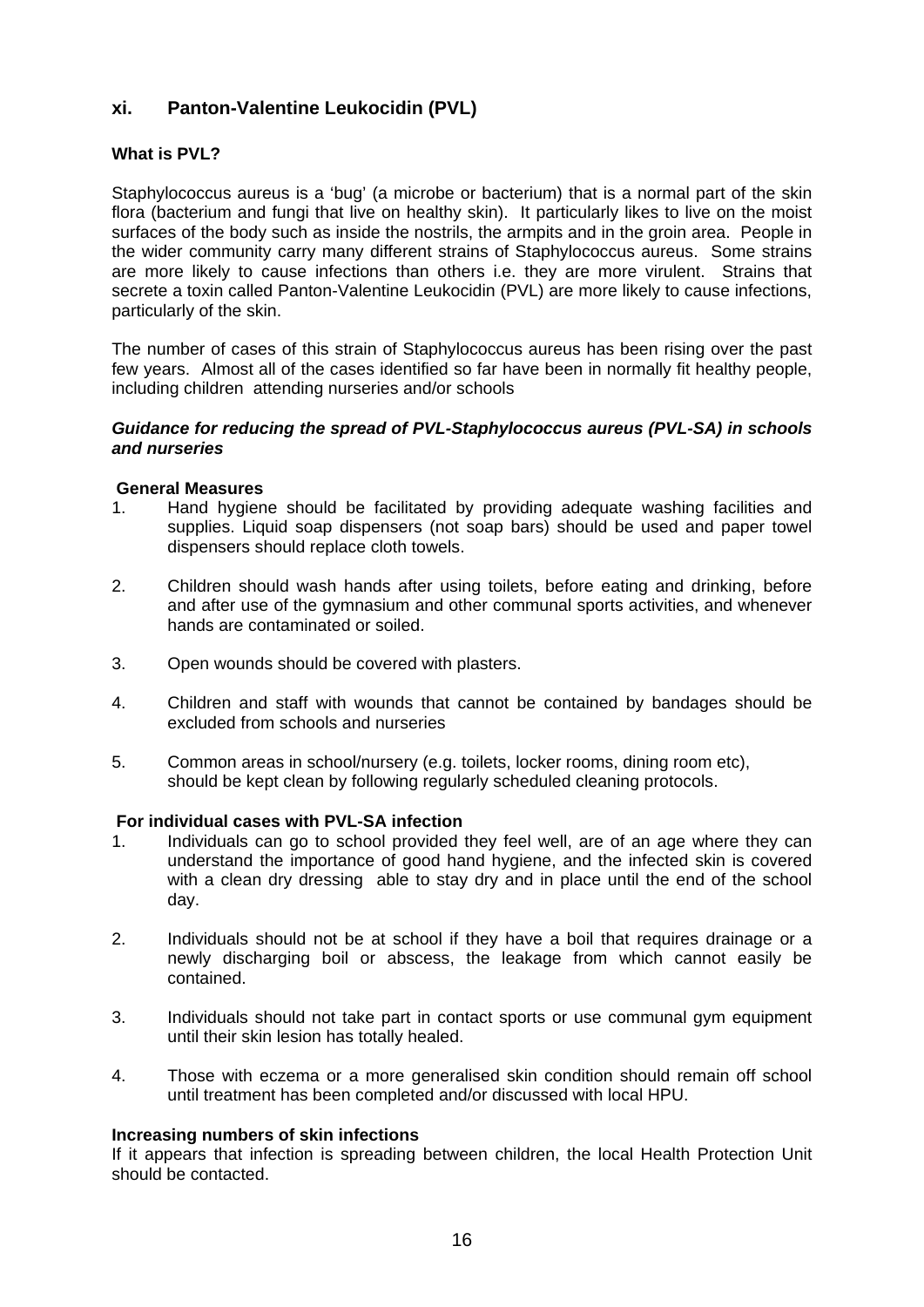## xi. Panton-Valentine Leukocidin (PVL)

### What is PVL?

Staphylococcus aureus is a 'bug' (a microbe or bacterium) that is a normal part of the skin flora (bacterium and fungi that live on healthy skin). It particularly likes to live on the moist surfaces of the body such as inside the nostrils, the armpits and in the groin area. People in the wider community carry many different strains of Staphylococcus aureus. Some strains are more likely to cause infections than others i.e. they are more virulent. Strains that secrete a toxin called Panton-Valentine Leukocidin (PVL) are more likely to cause infections, particularly of the skin.

The number of cases of this strain of Staphylococcus aureus has been rising over the past few years. Almost all of the cases identified so far have been in normally fit healthy people, including children attending nurseries and/or schools

***Guidance for reducing the spread of PVL-Staphylococcus aureus (PVL-SA) in schools and nurseries***

**General Measures**

1. Hand hygiene should be facilitated by providing adequate washing facilities and supplies. Liquid soap dispensers (not soap bars) should be used and paper towel dispensers should replace cloth towels.

2. Children should wash hands after using toilets, before eating and drinking, before and after use of the gymnasium and other communal sports activities, and whenever hands are contaminated or soiled.

3. Open wounds should be covered with plasters.

4. Children and staff with wounds that cannot be contained by bandages should be excluded from schools and nurseries

5. Common areas in school/nursery (e.g. toilets, locker rooms, dining room etc), should be kept clean by following regularly scheduled cleaning protocols.

**For individual cases with PVL-SA infection**

1. Individuals can go to school provided they feel well, are of an age where they can understand the importance of good hand hygiene, and the infected skin is covered with a clean dry dressing able to stay dry and in place until the end of the school day.

2. Individuals should not be at school if they have a boil that requires drainage or a newly discharging boil or abscess, the leakage from which cannot easily be contained.

3. Individuals should not take part in contact sports or use communal gym equipment until their skin lesion has totally healed.

4. Those with eczema or a more generalised skin condition should remain off school until treatment has been completed and/or discussed with local HPU.

**Increasing numbers of skin infections**

If it appears that infection is spreading between children, the local Health Protection Unit should be contacted.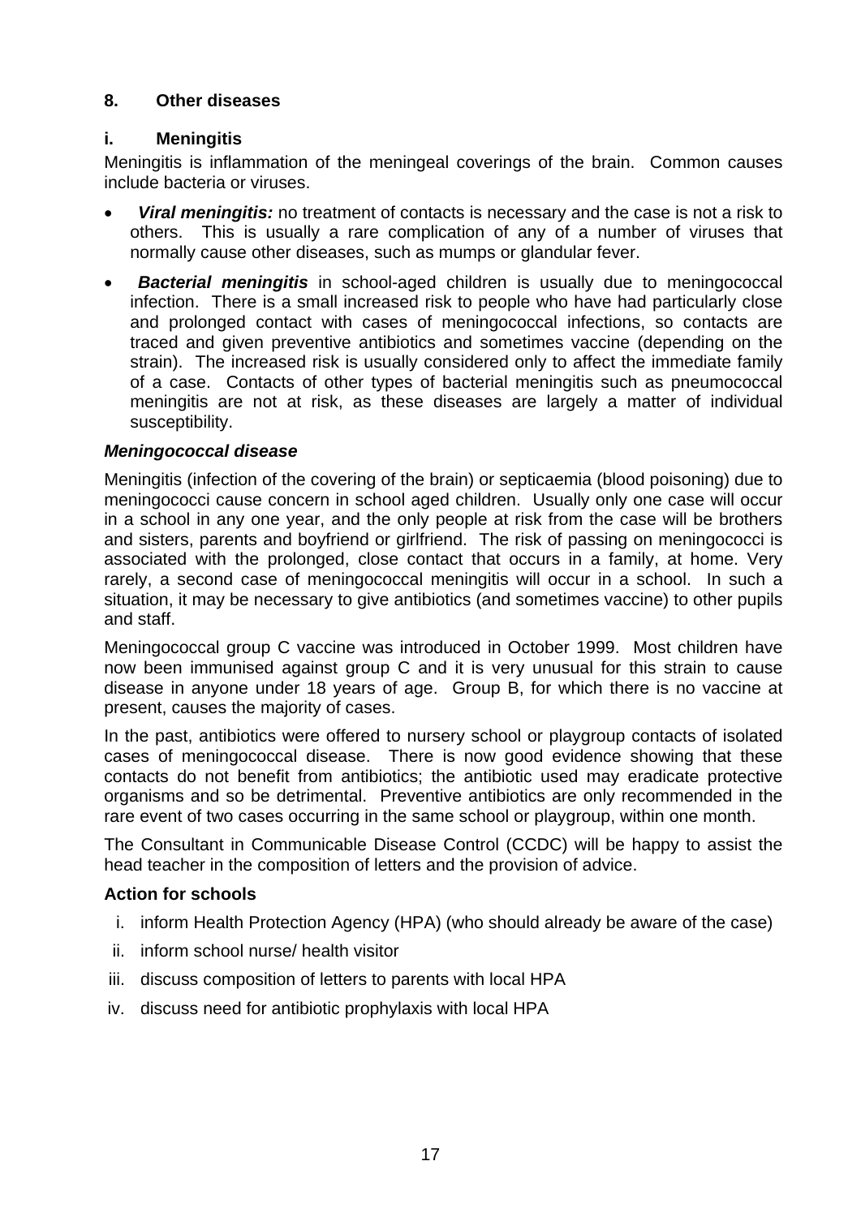## 8. Other diseases

### i. Meningitis

Meningitis is inflammation of the meningeal coverings of the brain. Common causes include bacteria or viruses.

- ***Viral meningitis:*** no treatment of contacts is necessary and the case is not a risk to others. This is usually a rare complication of any of a number of viruses that normally cause other diseases, such as mumps or glandular fever.
- ***Bacterial meningitis*** in school-aged children is usually due to meningococcal infection. There is a small increased risk to people who have had particularly close and prolonged contact with cases of meningococcal infections, so contacts are traced and given preventive antibiotics and sometimes vaccine (depending on the strain). The increased risk is usually considered only to affect the immediate family of a case. Contacts of other types of bacterial meningitis such as pneumococcal meningitis are not at risk, as these diseases are largely a matter of individual susceptibility.

#### *Meningococcal disease*

Meningitis (infection of the covering of the brain) or septicaemia (blood poisoning) due to meningococci cause concern in school aged children. Usually only one case will occur in a school in any one year, and the only people at risk from the case will be brothers and sisters, parents and boyfriend or girlfriend. The risk of passing on meningococci is associated with the prolonged, close contact that occurs in a family, at home. Very rarely, a second case of meningococcal meningitis will occur in a school. In such a situation, it may be necessary to give antibiotics (and sometimes vaccine) to other pupils and staff.

Meningococcal group C vaccine was introduced in October 1999. Most children have now been immunised against group C and it is very unusual for this strain to cause disease in anyone under 18 years of age. Group B, for which there is no vaccine at present, causes the majority of cases.

In the past, antibiotics were offered to nursery school or playgroup contacts of isolated cases of meningococcal disease. There is now good evidence showing that these contacts do not benefit from antibiotics; the antibiotic used may eradicate protective organisms and so be detrimental. Preventive antibiotics are only recommended in the rare event of two cases occurring in the same school or playgroup, within one month.

The Consultant in Communicable Disease Control (CCDC) will be happy to assist the head teacher in the composition of letters and the provision of advice.

#### Action for schools

i. inform Health Protection Agency (HPA) (who should already be aware of the case)
ii. inform school nurse/ health visitor
iii. discuss composition of letters to parents with local HPA
iv. discuss need for antibiotic prophylaxis with local HPA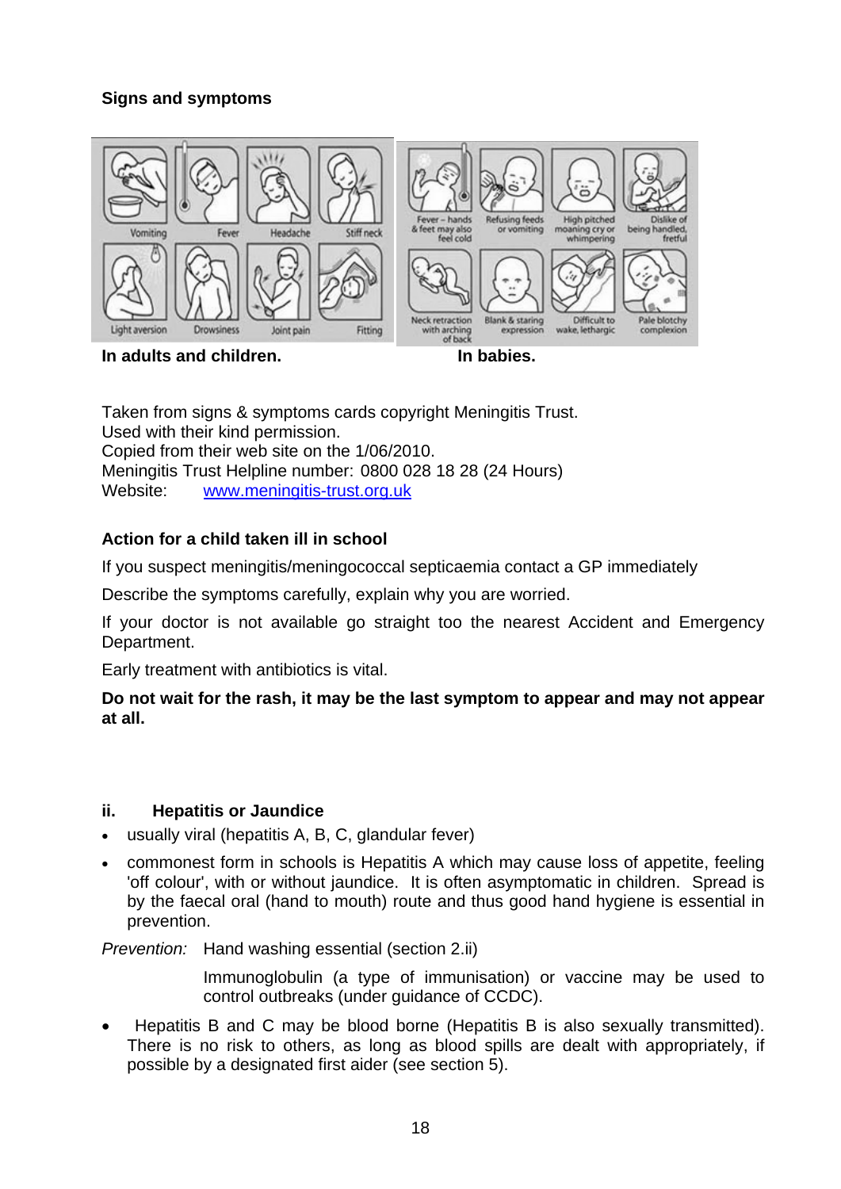### Signs and symptoms

Vomiting | Fever | Headache | Stiff neck | Light aversion | Drowsiness | Joint pain | Fitting

Fever – hands & feet may also feel cold | Refusing feeds or vomiting | High pitched moaning cry or whimpering | Dislike of being handled, fretful | Neck retraction with arching of back | Blank & staring expression | Difficult to wake, lethargic | Pale blotchy complexion

**In adults and children.** **In babies.**

Taken from signs & symptoms cards copyright Meningitis Trust.
Used with their kind permission.
Copied from their web site on the 1/06/2010.
Meningitis Trust Helpline number: 0800 028 18 28 (24 Hours)
Website: www.meningitis-trust.org.uk

**Action for a child taken ill in school**

If you suspect meningitis/meningococcal septicaemia contact a GP immediately

Describe the symptoms carefully, explain why you are worried.

If your doctor is not available go straight too the nearest Accident and Emergency Department.

Early treatment with antibiotics is vital.

**Do not wait for the rash, it may be the last symptom to appear and may not appear at all.**

#### ii. Hepatitis or Jaundice

- usually viral (hepatitis A, B, C, glandular fever)
- commonest form in schools is Hepatitis A which may cause loss of appetite, feeling 'off colour', with or without jaundice. It is often asymptomatic in children. Spread is by the faecal oral (hand to mouth) route and thus good hand hygiene is essential in prevention.

*Prevention:* Hand washing essential (section 2.ii)

Immunoglobulin (a type of immunisation) or vaccine may be used to control outbreaks (under guidance of CCDC).

- Hepatitis B and C may be blood borne (Hepatitis B is also sexually transmitted). There is no risk to others, as long as blood spills are dealt with appropriately, if possible by a designated first aider (see section 5).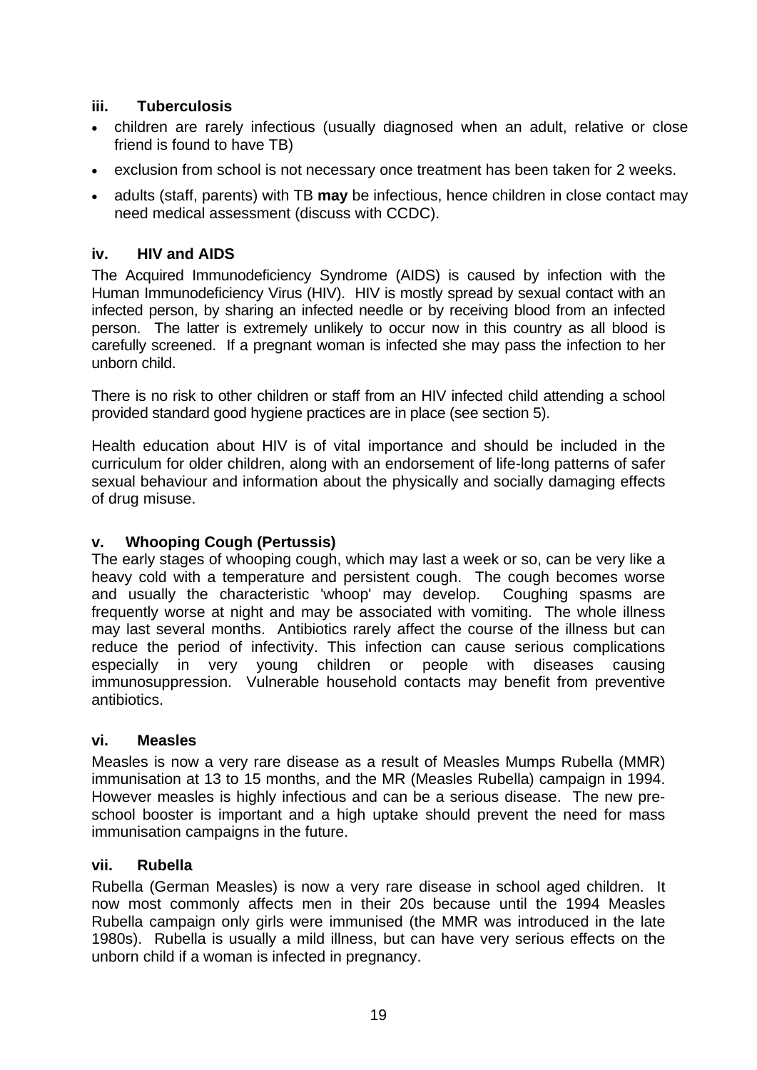### iii. Tuberculosis

- children are rarely infectious (usually diagnosed when an adult, relative or close friend is found to have TB)
- exclusion from school is not necessary once treatment has been taken for 2 weeks.
- adults (staff, parents) with TB **may** be infectious, hence children in close contact may need medical assessment (discuss with CCDC).

### iv. HIV and AIDS

The Acquired Immunodeficiency Syndrome (AIDS) is caused by infection with the Human Immunodeficiency Virus (HIV). HIV is mostly spread by sexual contact with an infected person, by sharing an infected needle or by receiving blood from an infected person. The latter is extremely unlikely to occur now in this country as all blood is carefully screened. If a pregnant woman is infected she may pass the infection to her unborn child.

There is no risk to other children or staff from an HIV infected child attending a school provided standard good hygiene practices are in place (see section 5).

Health education about HIV is of vital importance and should be included in the curriculum for older children, along with an endorsement of life-long patterns of safer sexual behaviour and information about the physically and socially damaging effects of drug misuse.

### v. Whooping Cough (Pertussis)

The early stages of whooping cough, which may last a week or so, can be very like a heavy cold with a temperature and persistent cough. The cough becomes worse and usually the characteristic 'whoop' may develop. Coughing spasms are frequently worse at night and may be associated with vomiting. The whole illness may last several months. Antibiotics rarely affect the course of the illness but can reduce the period of infectivity. This infection can cause serious complications especially in very young children or people with diseases causing immunosuppression. Vulnerable household contacts may benefit from preventive antibiotics.

### vi. Measles

Measles is now a very rare disease as a result of Measles Mumps Rubella (MMR) immunisation at 13 to 15 months, and the MR (Measles Rubella) campaign in 1994. However measles is highly infectious and can be a serious disease. The new pre-school booster is important and a high uptake should prevent the need for mass immunisation campaigns in the future.

### vii. Rubella

Rubella (German Measles) is now a very rare disease in school aged children. It now most commonly affects men in their 20s because until the 1994 Measles Rubella campaign only girls were immunised (the MMR was introduced in the late 1980s). Rubella is usually a mild illness, but can have very serious effects on the unborn child if a woman is infected in pregnancy.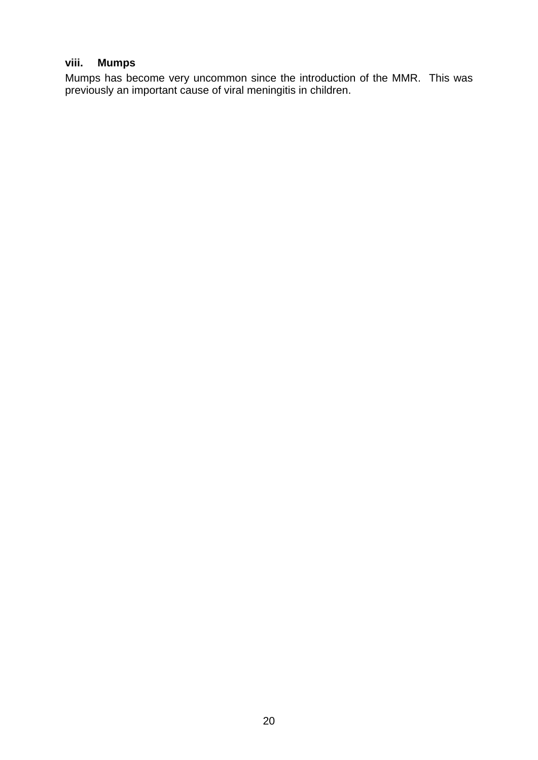### viii. Mumps

Mumps has become very uncommon since the introduction of the MMR. This was previously an important cause of viral meningitis in children.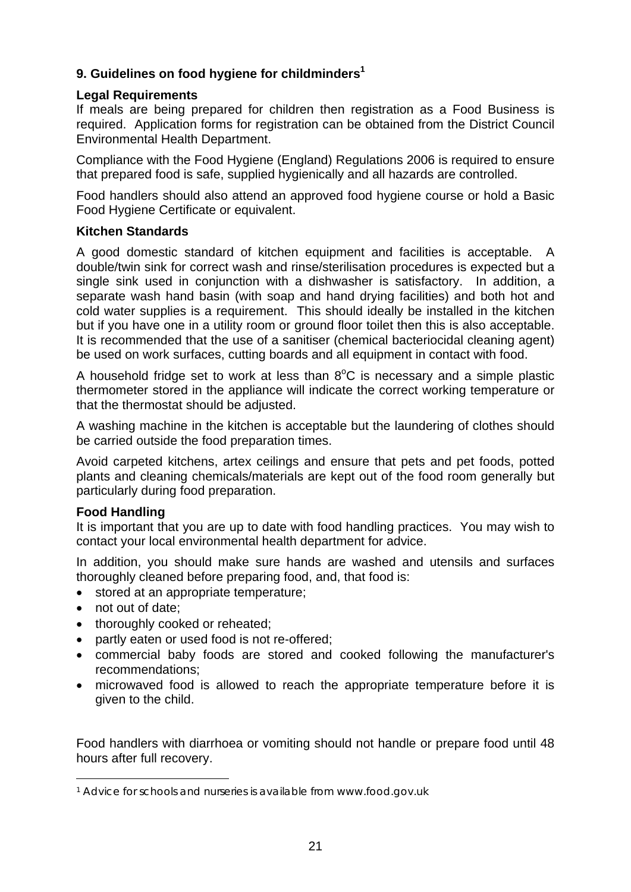## 9. Guidelines on food hygiene for childminders[1]

### Legal Requirements

If meals are being prepared for children then registration as a Food Business is required. Application forms for registration can be obtained from the District Council Environmental Health Department.

Compliance with the Food Hygiene (England) Regulations 2006 is required to ensure that prepared food is safe, supplied hygienically and all hazards are controlled.

Food handlers should also attend an approved food hygiene course or hold a Basic Food Hygiene Certificate or equivalent.

### Kitchen Standards

A good domestic standard of kitchen equipment and facilities is acceptable. A double/twin sink for correct wash and rinse/sterilisation procedures is expected but a single sink used in conjunction with a dishwasher is satisfactory. In addition, a separate wash hand basin (with soap and hand drying facilities) and both hot and cold water supplies is a requirement. This should ideally be installed in the kitchen but if you have one in a utility room or ground floor toilet then this is also acceptable. It is recommended that the use of a sanitiser (chemical bacteriocidal cleaning agent) be used on work surfaces, cutting boards and all equipment in contact with food.

A household fridge set to work at less than $8^{o}$C is necessary and a simple plastic thermometer stored in the appliance will indicate the correct working temperature or that the thermostat should be adjusted.

A washing machine in the kitchen is acceptable but the laundering of clothes should be carried outside the food preparation times.

Avoid carpeted kitchens, artex ceilings and ensure that pets and pet foods, potted plants and cleaning chemicals/materials are kept out of the food room generally but particularly during food preparation.

### Food Handling

It is important that you are up to date with food handling practices. You may wish to contact your local environmental health department for advice.

In addition, you should make sure hands are washed and utensils and surfaces thoroughly cleaned before preparing food, and, that food is:

- stored at an appropriate temperature;
- not out of date;
- thoroughly cooked or reheated;
- partly eaten or used food is not re-offered;
- commercial baby foods are stored and cooked following the manufacturer's recommendations;
- microwaved food is allowed to reach the appropriate temperature before it is given to the child.

Food handlers with diarrhoea or vomiting should not handle or prepare food until 48 hours after full recovery.

---

[1] Advice for schools and nurseries is available from www.food.gov.uk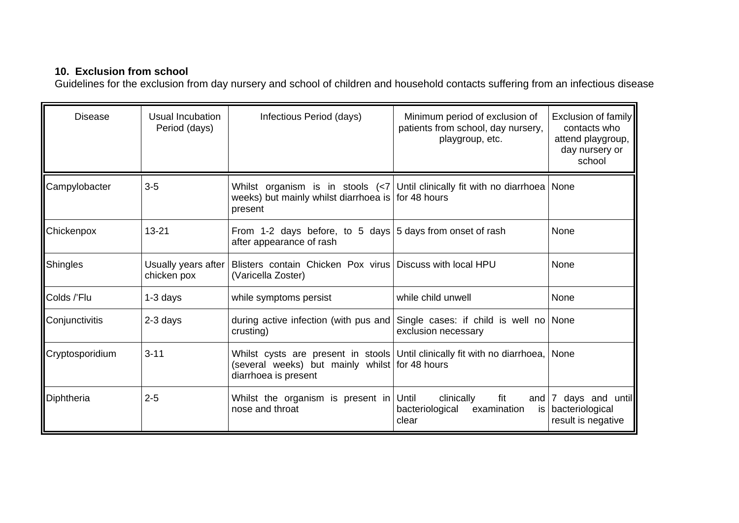**10. Exclusion from school**

Guidelines for the exclusion from day nursery and school of children and household contacts suffering from an infectious disease

| Disease | Usual Incubation Period (days) | Infectious Period (days) | Minimum period of exclusion of patients from school, day nursery, playgroup, etc. | Exclusion of family contacts who attend playgroup, day nursery or school |
|---|---|---|---|---|
| Campylobacter | 3-5 | Whilst organism is in stools (<7 weeks) but mainly whilst diarrhoea is present | Until clinically fit with no diarrhoea for 48 hours | None |
| Chickenpox | 13-21 | From 1-2 days before, to 5 days after appearance of rash | 5 days from onset of rash | None |
| Shingles | Usually years after chicken pox | Blisters contain Chicken Pox virus (Varicella Zoster) | Discuss with local HPU | None |
| Colds /'Flu | 1-3 days | while symptoms persist | while child unwell | None |
| Conjunctivitis | 2-3 days | during active infection (with pus and crusting) | Single cases: if child is well no exclusion necessary | None |
| Cryptosporidium | 3-11 | Whilst cysts are present in stools (several weeks) but mainly whilst diarrhoea is present | Until clinically fit with no diarrhoea, for 48 hours | None |
| Diphtheria | 2-5 | Whilst the organism is present in nose and throat | Until clinically fit and bacteriological examination is clear | 7 days and until bacteriological result is negative |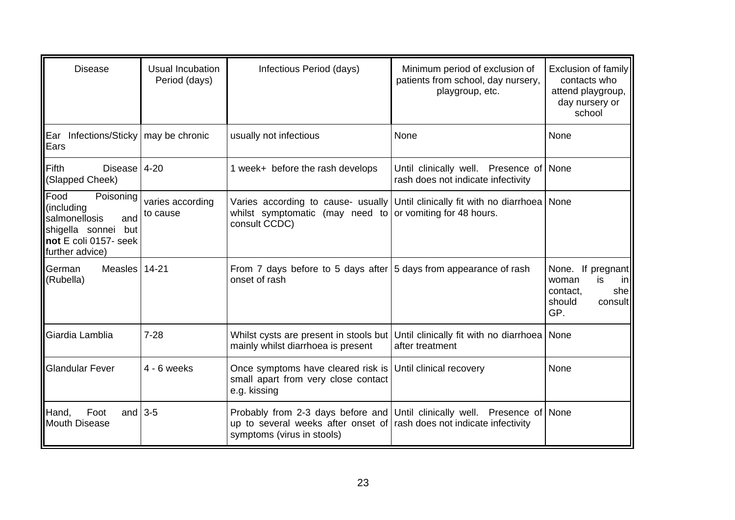| Disease | Usual Incubation Period (days) | Infectious Period (days) | Minimum period of exclusion of patients from school, day nursery, playgroup, etc. | Exclusion of family contacts who attend playgroup, day nursery or school |
|---|---|---|---|---|
| Ear Infections/Sticky Ears | may be chronic | usually not infectious | None | None |
| Fifth Disease (Slapped Cheek) | 4-20 | 1 week+ before the rash develops | Until clinically well. Presence of rash does not indicate infectivity | None |
| Food Poisoning (including salmonellosis and shigella sonnei but **not** E coli 0157- seek further advice) | varies according to cause | Varies according to cause- usually whilst symptomatic (may need to consult CCDC) | Until clinically fit with no diarrhoea or vomiting for 48 hours. | None |
| German Measles (Rubella) | 14-21 | From 7 days before to 5 days after onset of rash | 5 days from appearance of rash | None. If pregnant woman is in contact, she should consult GP. |
| Giardia Lamblia | 7-28 | Whilst cysts are present in stools but mainly whilst diarrhoea is present | Until clinically fit with no diarrhoea after treatment | None |
| Glandular Fever | 4 - 6 weeks | Once symptoms have cleared risk is small apart from very close contact e.g. kissing | Until clinical recovery | None |
| Hand, Foot and Mouth Disease | 3-5 | Probably from 2-3 days before and up to several weeks after onset of symptoms (virus in stools) | Until clinically well. Presence of rash does not indicate infectivity | None |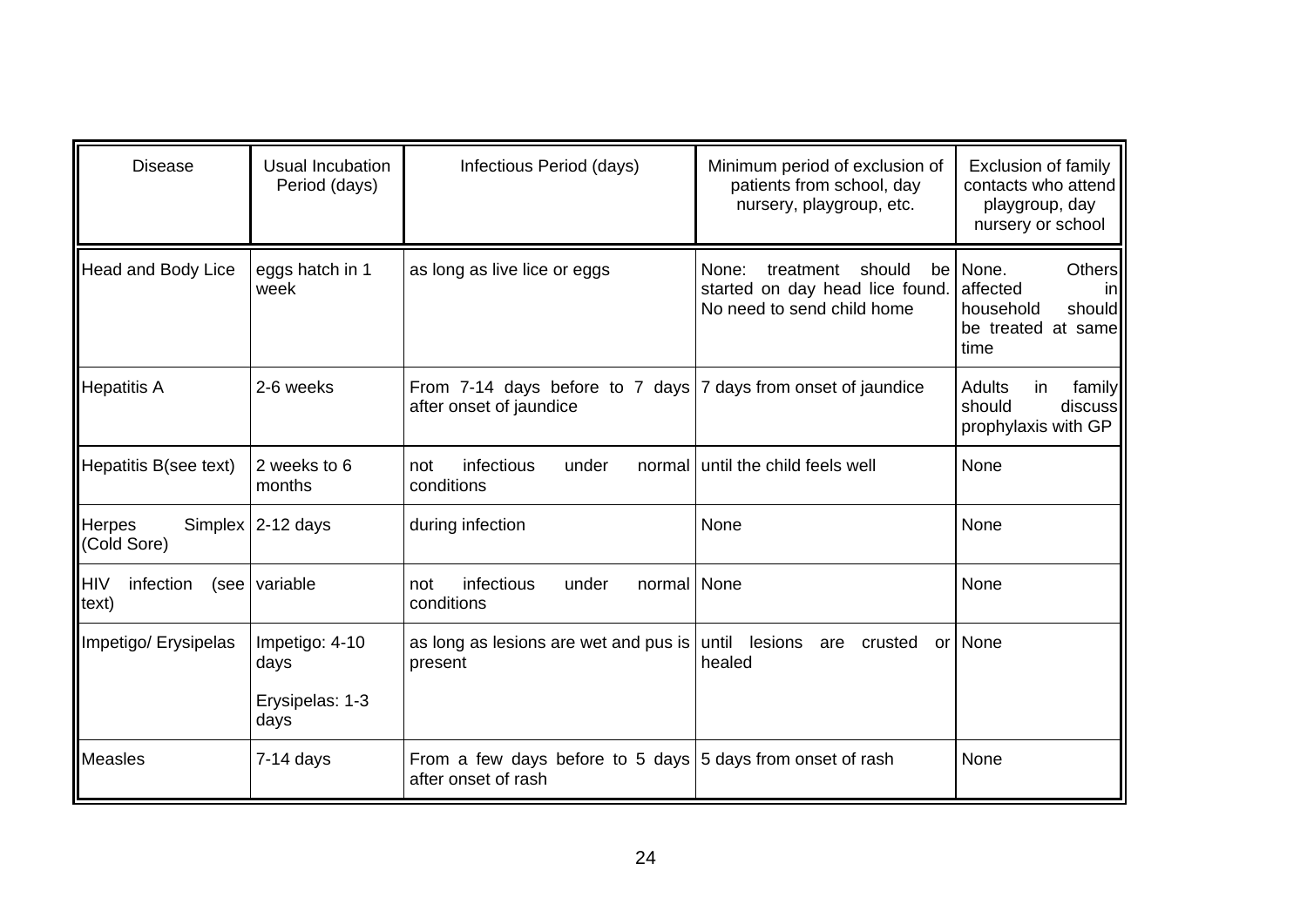| Disease | Usual Incubation Period (days) | Infectious Period (days) | Minimum period of exclusion of patients from school, day nursery, playgroup, etc. | Exclusion of family contacts who attend playgroup, day nursery or school |
|---|---|---|---|---|
| Head and Body Lice | eggs hatch in 1 week | as long as live lice or eggs | None: treatment should be started on day head lice found. No need to send child home | None. Others affected in household should be treated at same time |
| Hepatitis A | 2-6 weeks | From 7-14 days before to 7 days after onset of jaundice | 7 days from onset of jaundice | Adults in family should discuss prophylaxis with GP |
| Hepatitis B(see text) | 2 weeks to 6 months | not infectious under normal conditions | until the child feels well | None |
| Herpes Simplex (Cold Sore) | 2-12 days | during infection | None | None |
| HIV infection (see text) | variable | not infectious under normal conditions | None | None |
| Impetigo/ Erysipelas | Impetigo: 4-10 days<br>Erysipelas: 1-3 days | as long as lesions are wet and pus is present | until lesions are crusted or healed | None |
| Measles | 7-14 days | From a few days before to 5 days after onset of rash | 5 days from onset of rash | None |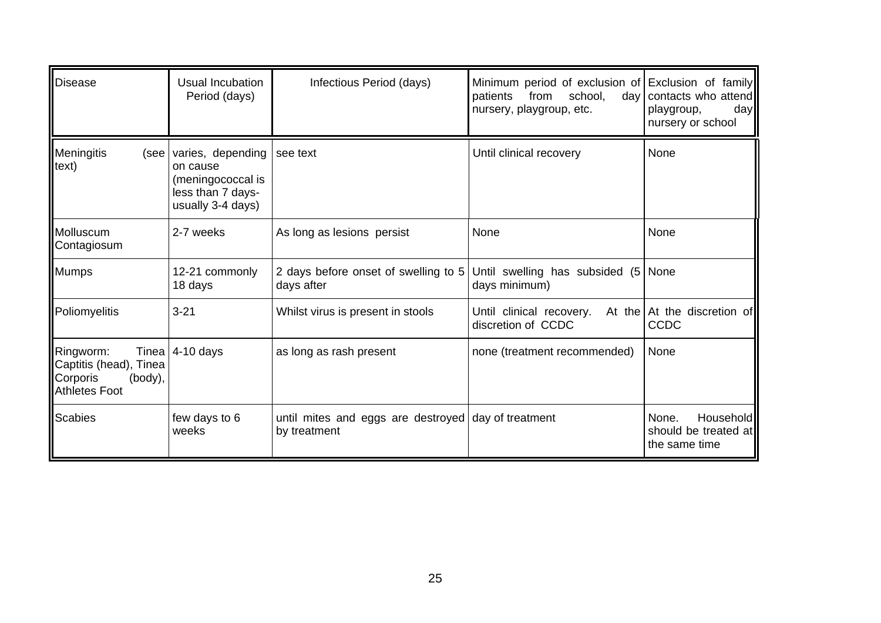| Disease | Usual Incubation Period (days) | Infectious Period (days) | Minimum period of exclusion of patients from school, day nursery, playgroup, etc. | Exclusion of family contacts who attend playgroup, day nursery or school |
|---|---|---|---|---|
| Meningitis (see text) | varies, depending on cause (meningococcal is less than 7 days- usually 3-4 days) | see text | Until clinical recovery | None |
| Molluscum Contagiosum | 2-7 weeks | As long as lesions persist | None | None |
| Mumps | 12-21 commonly 18 days | 2 days before onset of swelling to 5 days after | Until swelling has subsided (5 days minimum) | None |
| Poliomyelitis | 3-21 | Whilst virus is present in stools | Until clinical recovery. At the discretion of CCDC | At the discretion of CCDC |
| Ringworm: Tinea Captitis (head), Tinea Corporis (body), Athletes Foot | 4-10 days | as long as rash present | none (treatment recommended) | None |
| Scabies | few days to 6 weeks | until mites and eggs are destroyed by treatment | day of treatment | None. Household should be treated at the same time |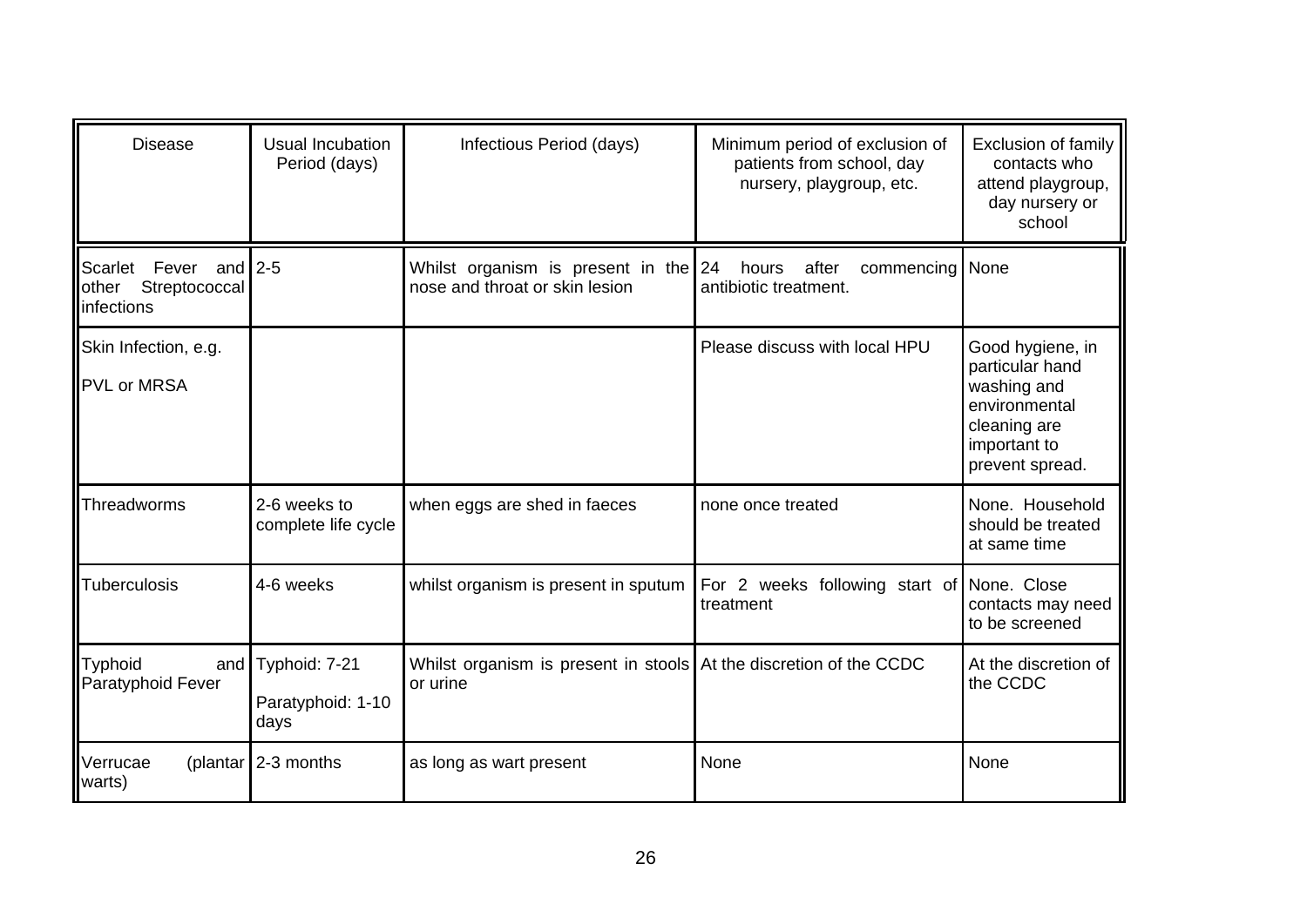| Disease | Usual Incubation Period (days) | Infectious Period (days) | Minimum period of exclusion of patients from school, day nursery, playgroup, etc. | Exclusion of family contacts who attend playgroup, day nursery or school |
|---|---|---|---|---|
| Scarlet Fever and other Streptococcal infections | 2-5 | Whilst organism is present in the nose and throat or skin lesion | 24 hours after commencing antibiotic treatment. | None |
| Skin Infection, e.g. PVL or MRSA | | | Please discuss with local HPU | Good hygiene, in particular hand washing and environmental cleaning are important to prevent spread. |
| Threadworms | 2-6 weeks to complete life cycle | when eggs are shed in faeces | none once treated | None. Household should be treated at same time |
| Tuberculosis | 4-6 weeks | whilst organism is present in sputum | For 2 weeks following start of treatment | None. Close contacts may need to be screened |
| Typhoid and Paratyphoid Fever | Typhoid: 7-21<br>Paratyphoid: 1-10 days | Whilst organism is present in stools or urine | At the discretion of the CCDC | At the discretion of the CCDC |
| Verrucae (plantar warts) | 2-3 months | as long as wart present | None | None |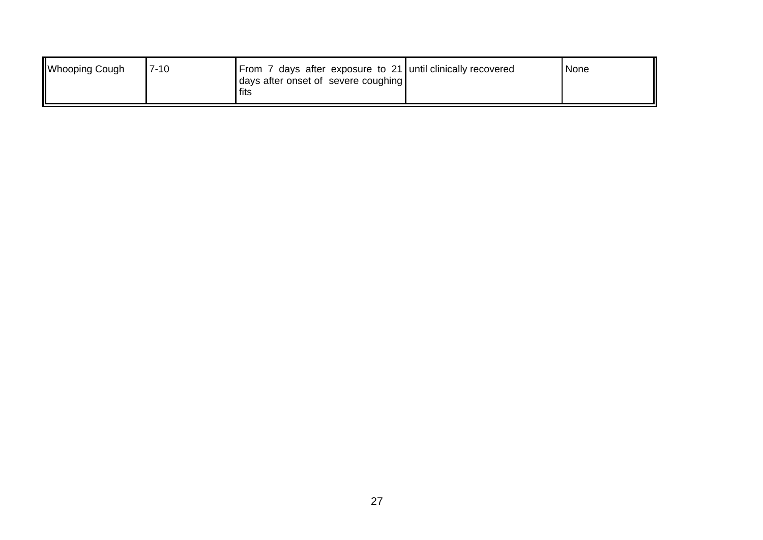| | | | | |
|---|---|---|---|---|
| Whooping Cough | 7-10 | From 7 days after exposure to 21 days after onset of severe coughing fits | until clinically recovered | None |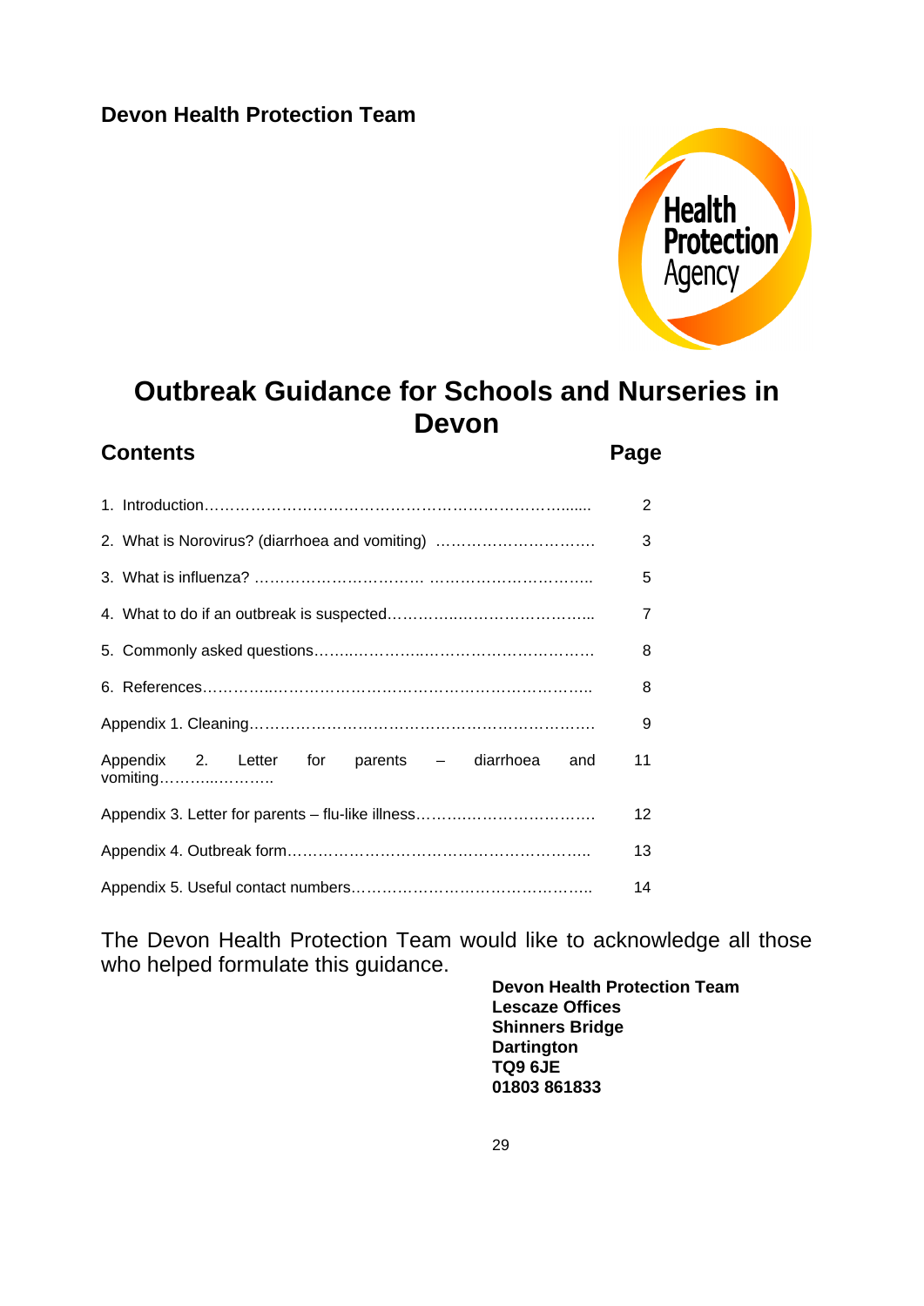**Devon Health Protection Team**

Health Protection Agency

# Outbreak Guidance for Schools and Nurseries in Devon

## Contents

| | Page |
|---|---|
| 1. Introduction………………………………………………………………...... | 2 |
| 2. What is Norovirus? (diarrhoea and vomiting) …………………………. | 3 |
| 3. What is influenza? …………………………… ………………………….. | 5 |
| 4. What to do if an outbreak is suspected…………..……………………... | 7 |
| 5. Commonly asked questions……..………...……………………………… | 8 |
| 6. References………...……………………………………………………….. | 8 |
| Appendix 1. Cleaning…………………………………………………………. | 9 |
| Appendix 2. Letter for parents – diarrhoea and vomiting………...……….. | 11 |
| Appendix 3. Letter for parents – flu-like illness……………………………. | 12 |
| Appendix 4. Outbreak form………………………………………………….. | 13 |
| Appendix 5. Useful contact numbers……………………………………….. | 14 |

The Devon Health Protection Team would like to acknowledge all those who helped formulate this guidance.

**Devon Health Protection Team**
**Lescaze Offices**
**Shinners Bridge**
**Dartington**
**TQ9 6JE**
**01803 861833**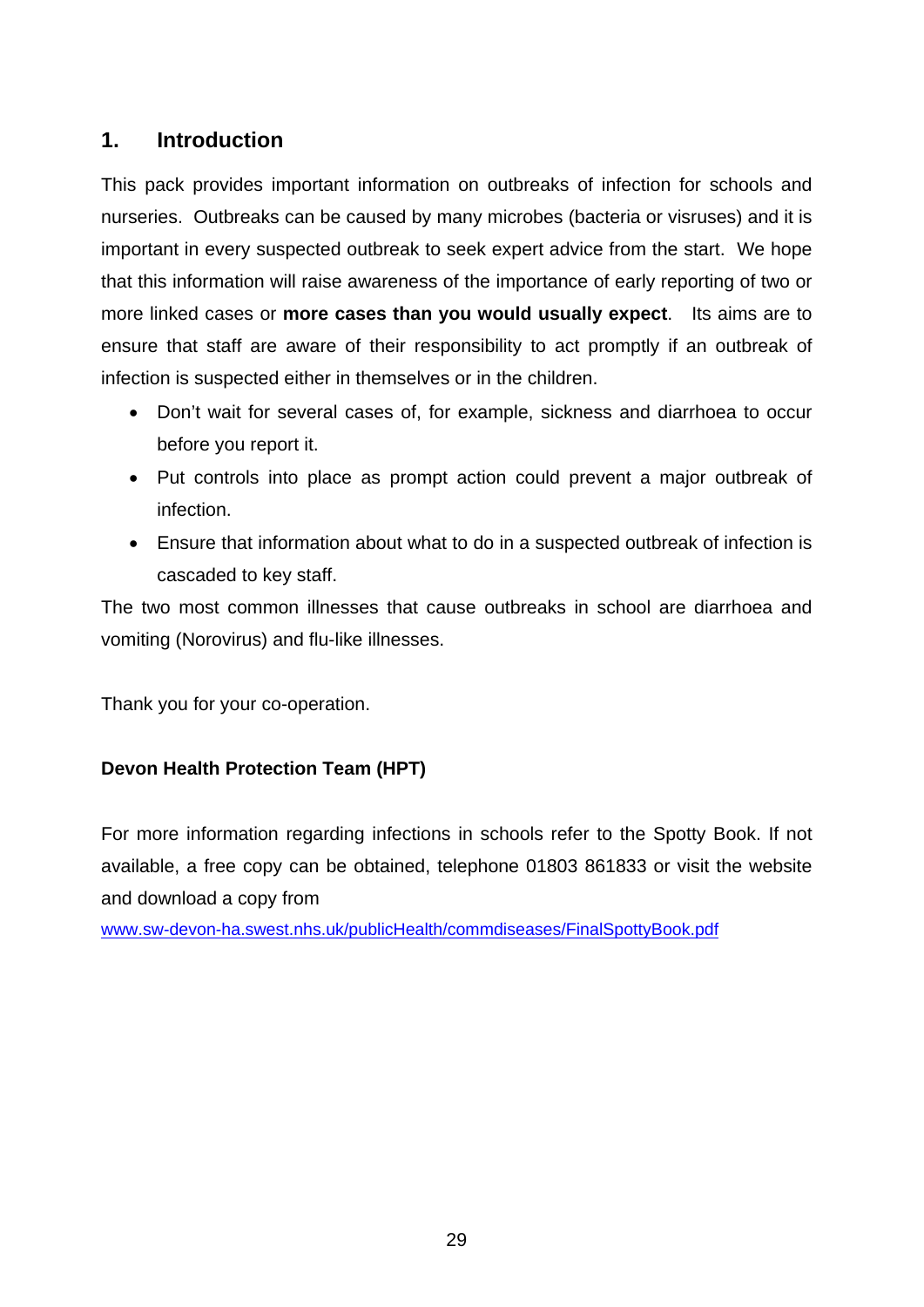## 1. Introduction

This pack provides important information on outbreaks of infection for schools and nurseries. Outbreaks can be caused by many microbes (bacteria or visruses) and it is important in every suspected outbreak to seek expert advice from the start. We hope that this information will raise awareness of the importance of early reporting of two or more linked cases or **more cases than you would usually expect**. Its aims are to ensure that staff are aware of their responsibility to act promptly if an outbreak of infection is suspected either in themselves or in the children.

- Don't wait for several cases of, for example, sickness and diarrhoea to occur before you report it.
- Put controls into place as prompt action could prevent a major outbreak of infection.
- Ensure that information about what to do in a suspected outbreak of infection is cascaded to key staff.

The two most common illnesses that cause outbreaks in school are diarrhoea and vomiting (Norovirus) and flu-like illnesses.

Thank you for your co-operation.

**Devon Health Protection Team (HPT)**

For more information regarding infections in schools refer to the Spotty Book. If not available, a free copy can be obtained, telephone 01803 861833 or visit the website and download a copy from

www.sw-devon-ha.swest.nhs.uk/publicHealth/commdiseases/FinalSpottyBook.pdf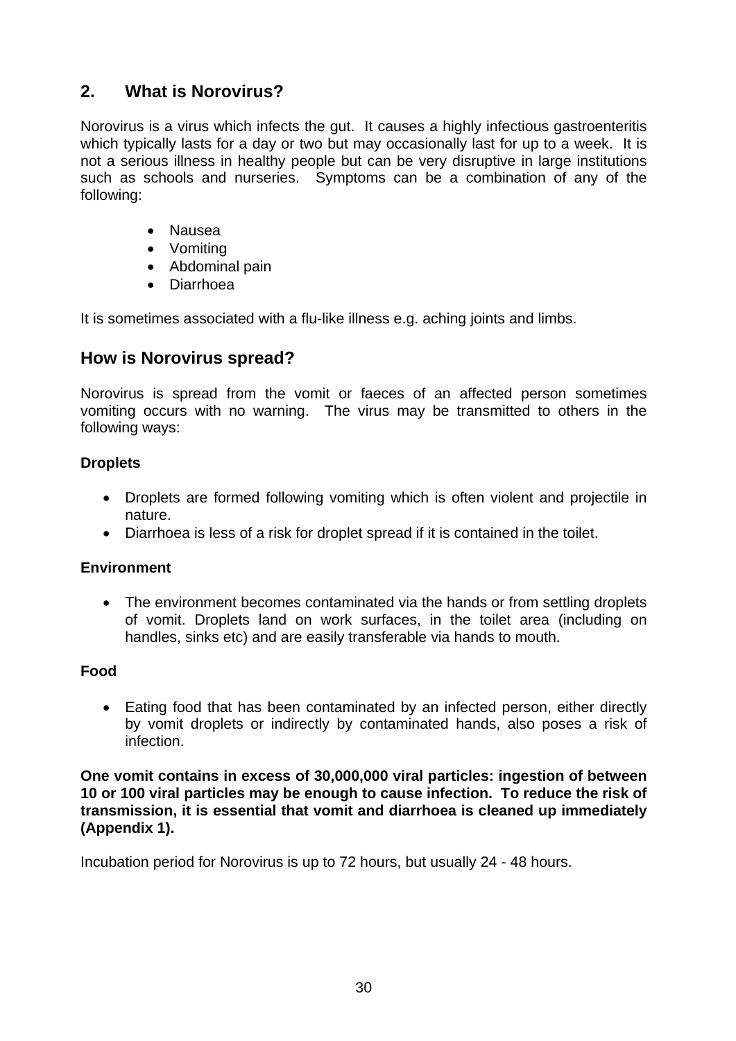## 2. What is Norovirus?

Norovirus is a virus which infects the gut. It causes a highly infectious gastroenteritis which typically lasts for a day or two but may occasionally last for up to a week. It is not a serious illness in healthy people but can be very disruptive in large institutions such as schools and nurseries. Symptoms can be a combination of any of the following:

- Nausea
- Vomiting
- Abdominal pain
- Diarrhoea

It is sometimes associated with a flu-like illness e.g. aching joints and limbs.

## How is Norovirus spread?

Norovirus is spread from the vomit or faeces of an affected person sometimes vomiting occurs with no warning. The virus may be transmitted to others in the following ways:

**Droplets**

- Droplets are formed following vomiting which is often violent and projectile in nature.
- Diarrhoea is less of a risk for droplet spread if it is contained in the toilet.

**Environment**

- The environment becomes contaminated via the hands or from settling droplets of vomit. Droplets land on work surfaces, in the toilet area (including on handles, sinks etc) and are easily transferable via hands to mouth.

**Food**

- Eating food that has been contaminated by an infected person, either directly by vomit droplets or indirectly by contaminated hands, also poses a risk of infection.

**One vomit contains in excess of 30,000,000 viral particles: ingestion of between 10 or 100 viral particles may be enough to cause infection. To reduce the risk of transmission, it is essential that vomit and diarrhoea is cleaned up immediately (Appendix 1).**

Incubation period for Norovirus is up to 72 hours, but usually 24 - 48 hours.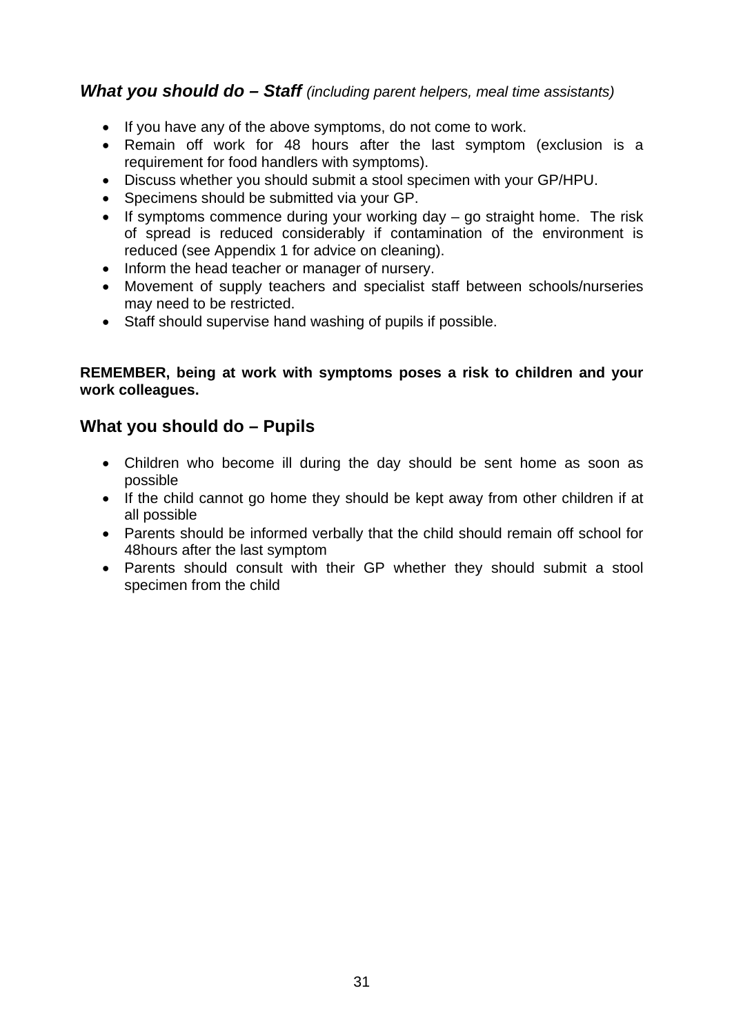### ***What you should do – Staff*** *(including parent helpers, meal time assistants)*

- If you have any of the above symptoms, do not come to work.
- Remain off work for 48 hours after the last symptom (exclusion is a requirement for food handlers with symptoms).
- Discuss whether you should submit a stool specimen with your GP/HPU.
- Specimens should be submitted via your GP.
- If symptoms commence during your working day – go straight home. The risk of spread is reduced considerably if contamination of the environment is reduced (see Appendix 1 for advice on cleaning).
- Inform the head teacher or manager of nursery.
- Movement of supply teachers and specialist staff between schools/nurseries may need to be restricted.
- Staff should supervise hand washing of pupils if possible.

**REMEMBER, being at work with symptoms poses a risk to children and your work colleagues.**

### What you should do – Pupils

- Children who become ill during the day should be sent home as soon as possible
- If the child cannot go home they should be kept away from other children if at all possible
- Parents should be informed verbally that the child should remain off school for 48hours after the last symptom
- Parents should consult with their GP whether they should submit a stool specimen from the child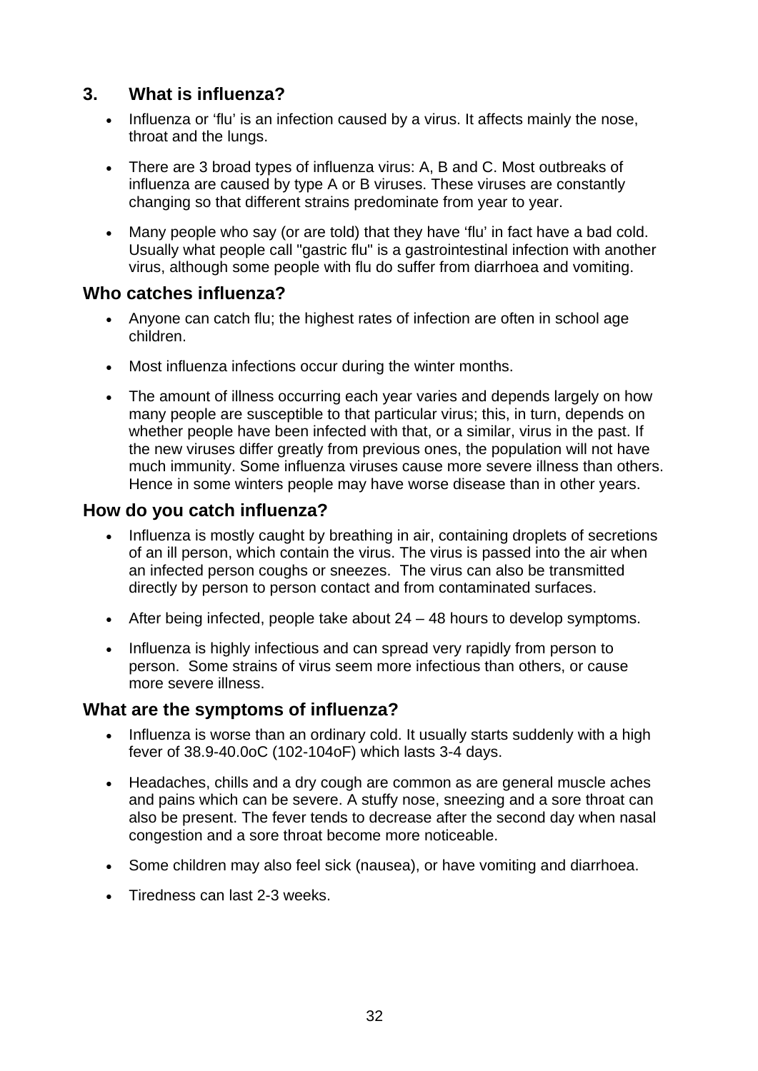## 3. What is influenza?

- Influenza or 'flu' is an infection caused by a virus. It affects mainly the nose, throat and the lungs.
- There are 3 broad types of influenza virus: A, B and C. Most outbreaks of influenza are caused by type A or B viruses. These viruses are constantly changing so that different strains predominate from year to year.
- Many people who say (or are told) that they have 'flu' in fact have a bad cold. Usually what people call "gastric flu" is a gastrointestinal infection with another virus, although some people with flu do suffer from diarrhoea and vomiting.

### Who catches influenza?

- Anyone can catch flu; the highest rates of infection are often in school age children.
- Most influenza infections occur during the winter months.
- The amount of illness occurring each year varies and depends largely on how many people are susceptible to that particular virus; this, in turn, depends on whether people have been infected with that, or a similar, virus in the past. If the new viruses differ greatly from previous ones, the population will not have much immunity. Some influenza viruses cause more severe illness than others. Hence in some winters people may have worse disease than in other years.

### How do you catch influenza?

- Influenza is mostly caught by breathing in air, containing droplets of secretions of an ill person, which contain the virus. The virus is passed into the air when an infected person coughs or sneezes. The virus can also be transmitted directly by person to person contact and from contaminated surfaces.
- After being infected, people take about 24 – 48 hours to develop symptoms.
- Influenza is highly infectious and can spread very rapidly from person to person. Some strains of virus seem more infectious than others, or cause more severe illness.

### What are the symptoms of influenza?

- Influenza is worse than an ordinary cold. It usually starts suddenly with a high fever of 38.9-40.0oC (102-104oF) which lasts 3-4 days.
- Headaches, chills and a dry cough are common as are general muscle aches and pains which can be severe. A stuffy nose, sneezing and a sore throat can also be present. The fever tends to decrease after the second day when nasal congestion and a sore throat become more noticeable.
- Some children may also feel sick (nausea), or have vomiting and diarrhoea.
- Tiredness can last 2-3 weeks.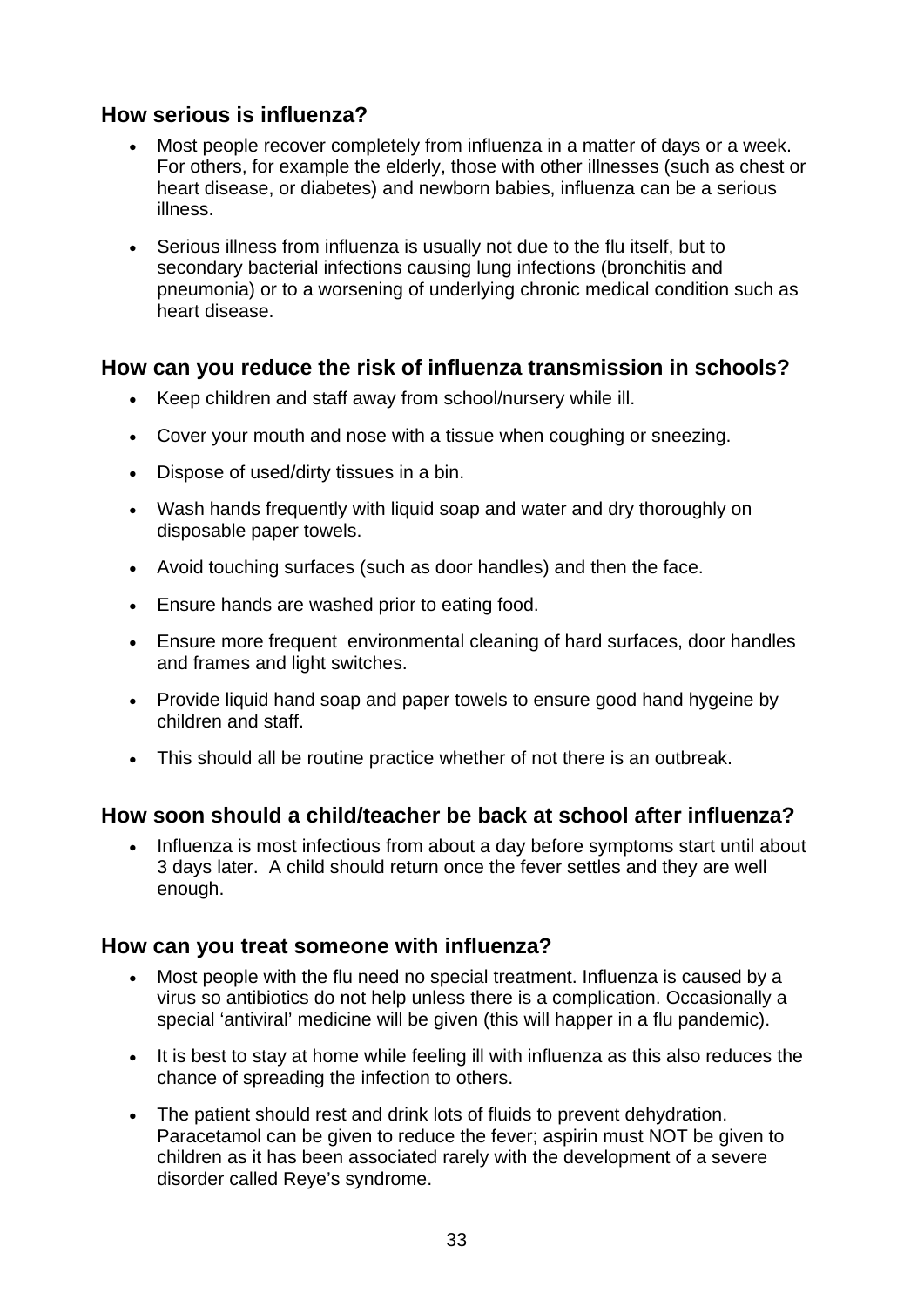## How serious is influenza?

- Most people recover completely from influenza in a matter of days or a week. For others, for example the elderly, those with other illnesses (such as chest or heart disease, or diabetes) and newborn babies, influenza can be a serious illness.
- Serious illness from influenza is usually not due to the flu itself, but to secondary bacterial infections causing lung infections (bronchitis and pneumonia) or to a worsening of underlying chronic medical condition such as heart disease.

## How can you reduce the risk of influenza transmission in schools?

- Keep children and staff away from school/nursery while ill.
- Cover your mouth and nose with a tissue when coughing or sneezing.
- Dispose of used/dirty tissues in a bin.
- Wash hands frequently with liquid soap and water and dry thoroughly on disposable paper towels.
- Avoid touching surfaces (such as door handles) and then the face.
- Ensure hands are washed prior to eating food.
- Ensure more frequent environmental cleaning of hard surfaces, door handles and frames and light switches.
- Provide liquid hand soap and paper towels to ensure good hand hygeine by children and staff.
- This should all be routine practice whether of not there is an outbreak.

## How soon should a child/teacher be back at school after influenza?

- Influenza is most infectious from about a day before symptoms start until about 3 days later. A child should return once the fever settles and they are well enough.

## How can you treat someone with influenza?

- Most people with the flu need no special treatment. Influenza is caused by a virus so antibiotics do not help unless there is a complication. Occasionally a special 'antiviral' medicine will be given (this will happer in a flu pandemic).
- It is best to stay at home while feeling ill with influenza as this also reduces the chance of spreading the infection to others.
- The patient should rest and drink lots of fluids to prevent dehydration. Paracetamol can be given to reduce the fever; aspirin must NOT be given to children as it has been associated rarely with the development of a severe disorder called Reye's syndrome.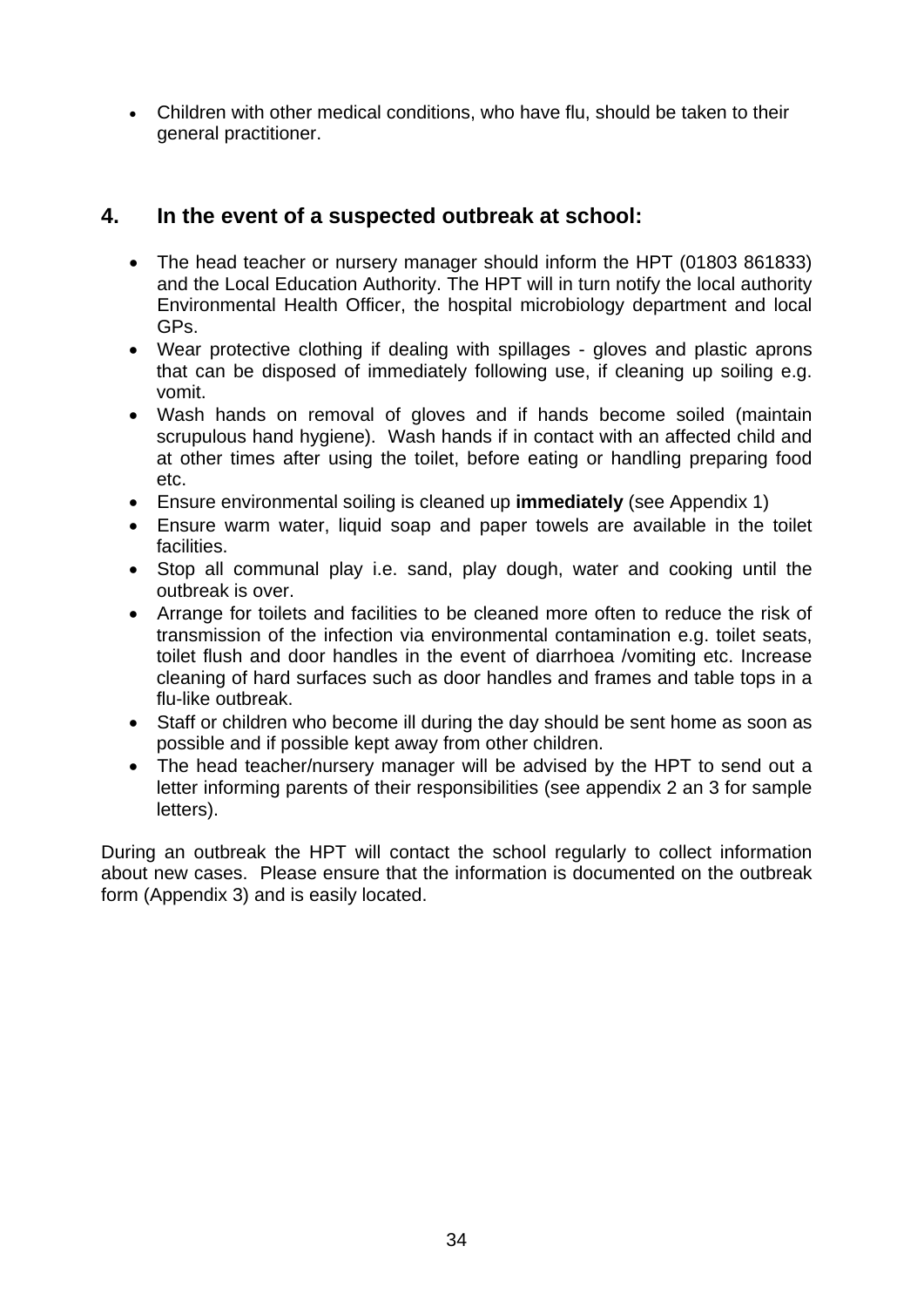- Children with other medical conditions, who have flu, should be taken to their general practitioner.

## 4. In the event of a suspected outbreak at school:

- The head teacher or nursery manager should inform the HPT (01803 861833) and the Local Education Authority. The HPT will in turn notify the local authority Environmental Health Officer, the hospital microbiology department and local GPs.
- Wear protective clothing if dealing with spillages - gloves and plastic aprons that can be disposed of immediately following use, if cleaning up soiling e.g. vomit.
- Wash hands on removal of gloves and if hands become soiled (maintain scrupulous hand hygiene). Wash hands if in contact with an affected child and at other times after using the toilet, before eating or handling preparing food etc.
- Ensure environmental soiling is cleaned up **immediately** (see Appendix 1)
- Ensure warm water, liquid soap and paper towels are available in the toilet facilities.
- Stop all communal play i.e. sand, play dough, water and cooking until the outbreak is over.
- Arrange for toilets and facilities to be cleaned more often to reduce the risk of transmission of the infection via environmental contamination e.g. toilet seats, toilet flush and door handles in the event of diarrhoea /vomiting etc. Increase cleaning of hard surfaces such as door handles and frames and table tops in a flu-like outbreak.
- Staff or children who become ill during the day should be sent home as soon as possible and if possible kept away from other children.
- The head teacher/nursery manager will be advised by the HPT to send out a letter informing parents of their responsibilities (see appendix 2 an 3 for sample letters).

During an outbreak the HPT will contact the school regularly to collect information about new cases. Please ensure that the information is documented on the outbreak form (Appendix 3) and is easily located.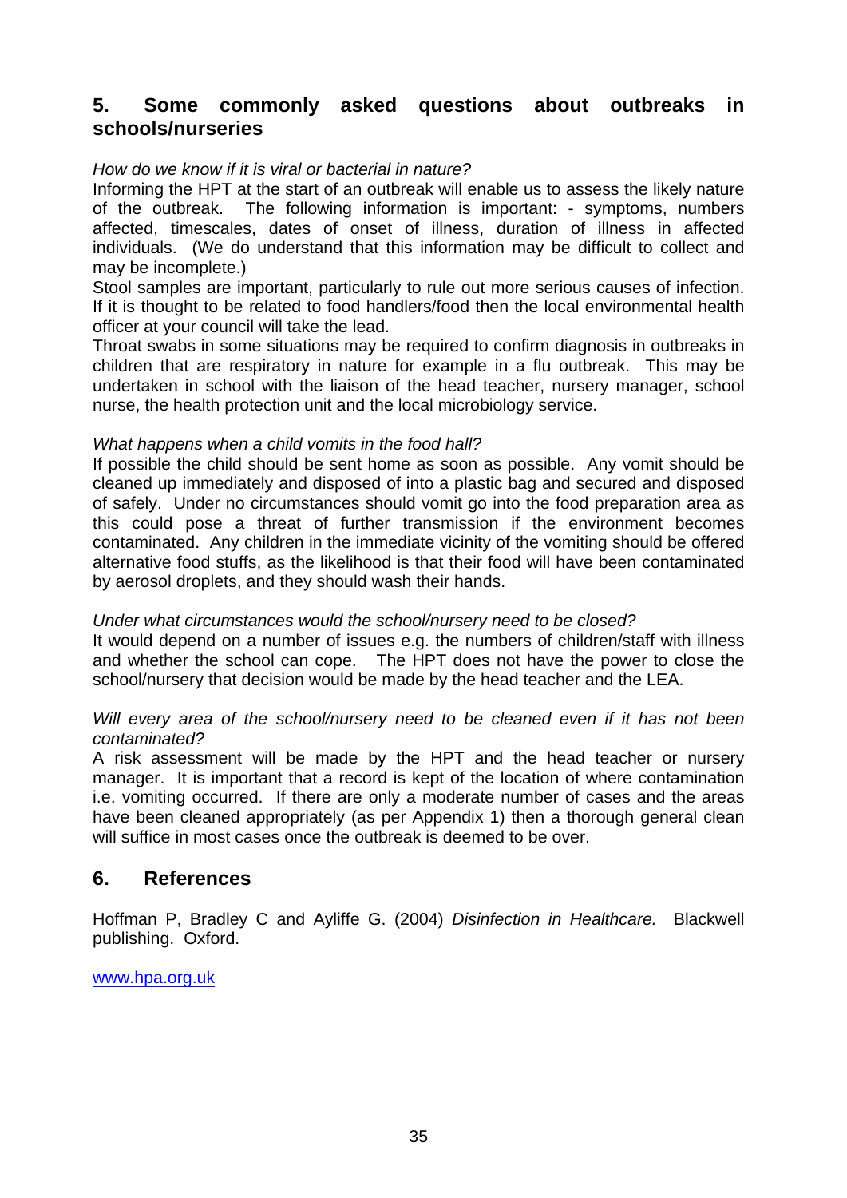## 5. Some commonly asked questions about outbreaks in schools/nurseries

*How do we know if it is viral or bacterial in nature?*

Informing the HPT at the start of an outbreak will enable us to assess the likely nature of the outbreak. The following information is important: - symptoms, numbers affected, timescales, dates of onset of illness, duration of illness in affected individuals. (We do understand that this information may be difficult to collect and may be incomplete.)

Stool samples are important, particularly to rule out more serious causes of infection. If it is thought to be related to food handlers/food then the local environmental health officer at your council will take the lead.

Throat swabs in some situations may be required to confirm diagnosis in outbreaks in children that are respiratory in nature for example in a flu outbreak. This may be undertaken in school with the liaison of the head teacher, nursery manager, school nurse, the health protection unit and the local microbiology service.

*What happens when a child vomits in the food hall?*

If possible the child should be sent home as soon as possible. Any vomit should be cleaned up immediately and disposed of into a plastic bag and secured and disposed of safely. Under no circumstances should vomit go into the food preparation area as this could pose a threat of further transmission if the environment becomes contaminated. Any children in the immediate vicinity of the vomiting should be offered alternative food stuffs, as the likelihood is that their food will have been contaminated by aerosol droplets, and they should wash their hands.

*Under what circumstances would the school/nursery need to be closed?*

It would depend on a number of issues e.g. the numbers of children/staff with illness and whether the school can cope. The HPT does not have the power to close the school/nursery that decision would be made by the head teacher and the LEA.

*Will every area of the school/nursery need to be cleaned even if it has not been contaminated?*

A risk assessment will be made by the HPT and the head teacher or nursery manager. It is important that a record is kept of the location of where contamination i.e. vomiting occurred. If there are only a moderate number of cases and the areas have been cleaned appropriately (as per Appendix 1) then a thorough general clean will suffice in most cases once the outbreak is deemed to be over.

## 6. References

Hoffman P, Bradley C and Ayliffe G. (2004) *Disinfection in Healthcare.* Blackwell publishing. Oxford.

www.hpa.org.uk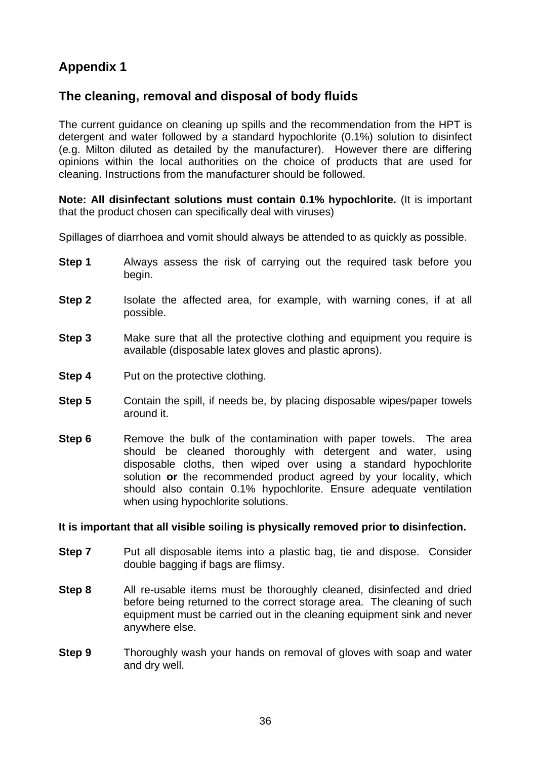## Appendix 1

## The cleaning, removal and disposal of body fluids

The current guidance on cleaning up spills and the recommendation from the HPT is detergent and water followed by a standard hypochlorite (0.1%) solution to disinfect (e.g. Milton diluted as detailed by the manufacturer). However there are differing opinions within the local authorities on the choice of products that are used for cleaning. Instructions from the manufacturer should be followed.

**Note: All disinfectant solutions must contain 0.1% hypochlorite.** (It is important that the product chosen can specifically deal with viruses)

Spillages of diarrhoea and vomit should always be attended to as quickly as possible.

**Step 1** Always assess the risk of carrying out the required task before you begin.

**Step 2** Isolate the affected area, for example, with warning cones, if at all possible.

**Step 3** Make sure that all the protective clothing and equipment you require is available (disposable latex gloves and plastic aprons).

**Step 4** Put on the protective clothing.

**Step 5** Contain the spill, if needs be, by placing disposable wipes/paper towels around it.

**Step 6** Remove the bulk of the contamination with paper towels. The area should be cleaned thoroughly with detergent and water, using disposable cloths, then wiped over using a standard hypochlorite solution **or** the recommended product agreed by your locality, which should also contain 0.1% hypochlorite. Ensure adequate ventilation when using hypochlorite solutions.

**It is important that all visible soiling is physically removed prior to disinfection.**

**Step 7** Put all disposable items into a plastic bag, tie and dispose. Consider double bagging if bags are flimsy.

**Step 8** All re-usable items must be thoroughly cleaned, disinfected and dried before being returned to the correct storage area. The cleaning of such equipment must be carried out in the cleaning equipment sink and never anywhere else.

**Step 9** Thoroughly wash your hands on removal of gloves with soap and water and dry well.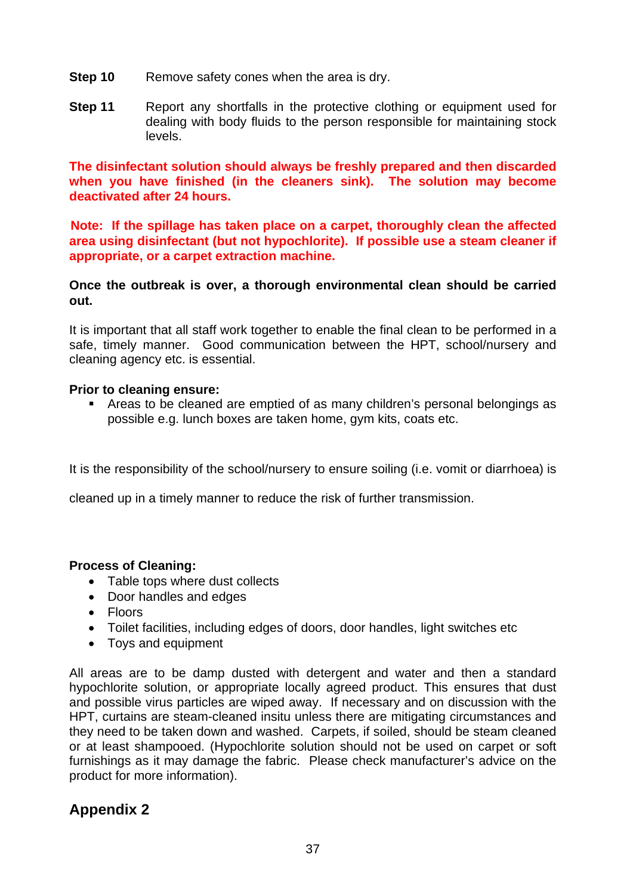**Step 10** Remove safety cones when the area is dry.

**Step 11** Report any shortfalls in the protective clothing or equipment used for dealing with body fluids to the person responsible for maintaining stock levels.

**The disinfectant solution should always be freshly prepared and then discarded when you have finished (in the cleaners sink). The solution may become deactivated after 24 hours.**

**Note: If the spillage has taken place on a carpet, thoroughly clean the affected area using disinfectant (but not hypochlorite). If possible use a steam cleaner if appropriate, or a carpet extraction machine.**

**Once the outbreak is over, a thorough environmental clean should be carried out.**

It is important that all staff work together to enable the final clean to be performed in a safe, timely manner. Good communication between the HPT, school/nursery and cleaning agency etc. is essential.

**Prior to cleaning ensure:**

- Areas to be cleaned are emptied of as many children's personal belongings as possible e.g. lunch boxes are taken home, gym kits, coats etc.

It is the responsibility of the school/nursery to ensure soiling (i.e. vomit or diarrhoea) is cleaned up in a timely manner to reduce the risk of further transmission.

**Process of Cleaning:**

- Table tops where dust collects
- Door handles and edges
- Floors
- Toilet facilities, including edges of doors, door handles, light switches etc
- Toys and equipment

All areas are to be damp dusted with detergent and water and then a standard hypochlorite solution, or appropriate locally agreed product. This ensures that dust and possible virus particles are wiped away. If necessary and on discussion with the HPT, curtains are steam-cleaned insitu unless there are mitigating circumstances and they need to be taken down and washed. Carpets, if soiled, should be steam cleaned or at least shampooed. (Hypochlorite solution should not be used on carpet or soft furnishings as it may damage the fabric. Please check manufacturer's advice on the product for more information).

## Appendix 2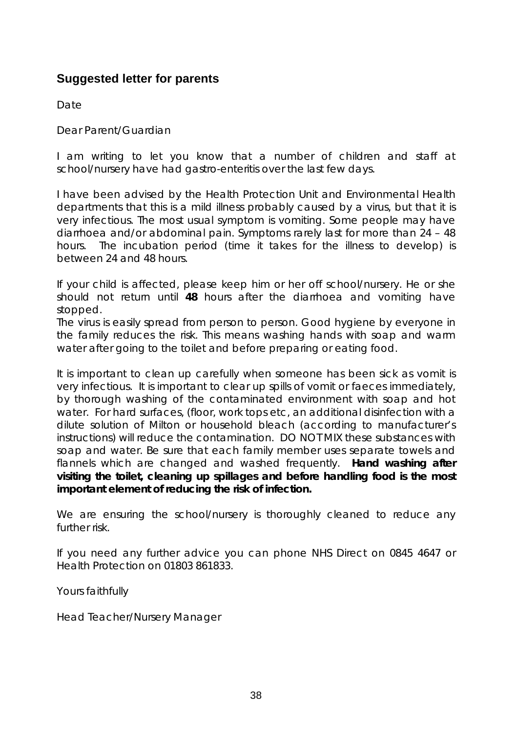## Suggested letter for parents

Date

Dear Parent/Guardian

I am writing to let you know that a number of children and staff at school/nursery have had gastro-enteritis over the last few days.

I have been advised by the Health Protection Unit and Environmental Health departments that this is a mild illness probably caused by a virus, but that it is very infectious. The most usual symptom is vomiting. Some people may have diarrhoea and/or abdominal pain. Symptoms rarely last for more than 24 – 48 hours. The incubation period (time it takes for the illness to develop) is between 24 and 48 hours.

If your child is affected, please keep him or her off school/nursery. He or she should not return until **48** hours after the diarrhoea and vomiting have stopped.
The virus is easily spread from person to person. Good hygiene by everyone in the family reduces the risk. This means washing hands with soap and warm water after going to the toilet and before preparing or eating food.

It is important to clean up carefully when someone has been sick as vomit is very infectious. It is important to clear up spills of vomit or faeces immediately, by thorough washing of the contaminated environment with soap and hot water. For hard surfaces, (floor, work tops etc, an additional disinfection with a dilute solution of Milton or household bleach (according to manufacturer's instructions) will reduce the contamination. DO NOT MIX these substances with soap and water. Be sure that each family member uses separate towels and flannels which are changed and washed frequently. **Hand washing after visiting the toilet, cleaning up spillages and before handling food is the most important element of reducing the risk of infection.**

We are ensuring the school/nursery is thoroughly cleaned to reduce any further risk.

If you need any further advice you can phone NHS Direct on 0845 4647 or Health Protection on 01803 861833.

Yours faithfully

Head Teacher/Nursery Manager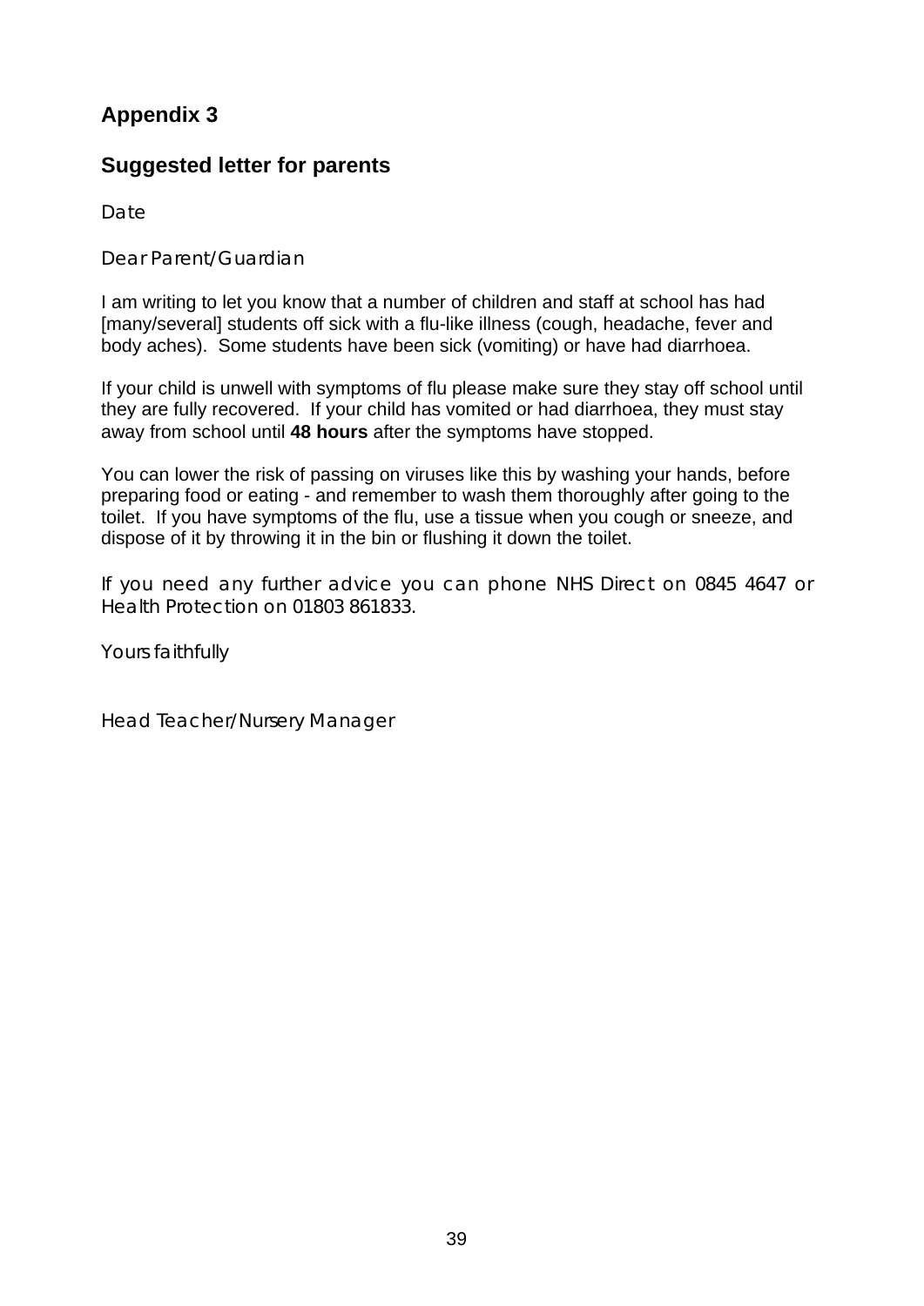## Appendix 3

## Suggested letter for parents

Date

Dear Parent/Guardian

I am writing to let you know that a number of children and staff at school has had [many/several] students off sick with a flu-like illness (cough, headache, fever and body aches). Some students have been sick (vomiting) or have had diarrhoea.

If your child is unwell with symptoms of flu please make sure they stay off school until they are fully recovered. If your child has vomited or had diarrhoea, they must stay away from school until **48 hours** after the symptoms have stopped.

You can lower the risk of passing on viruses like this by washing your hands, before preparing food or eating - and remember to wash them thoroughly after going to the toilet. If you have symptoms of the flu, use a tissue when you cough or sneeze, and dispose of it by throwing it in the bin or flushing it down the toilet.

If you need any further advice you can phone NHS Direct on 0845 4647 or Health Protection on 01803 861833.

Yours faithfully

Head Teacher/Nursery Manager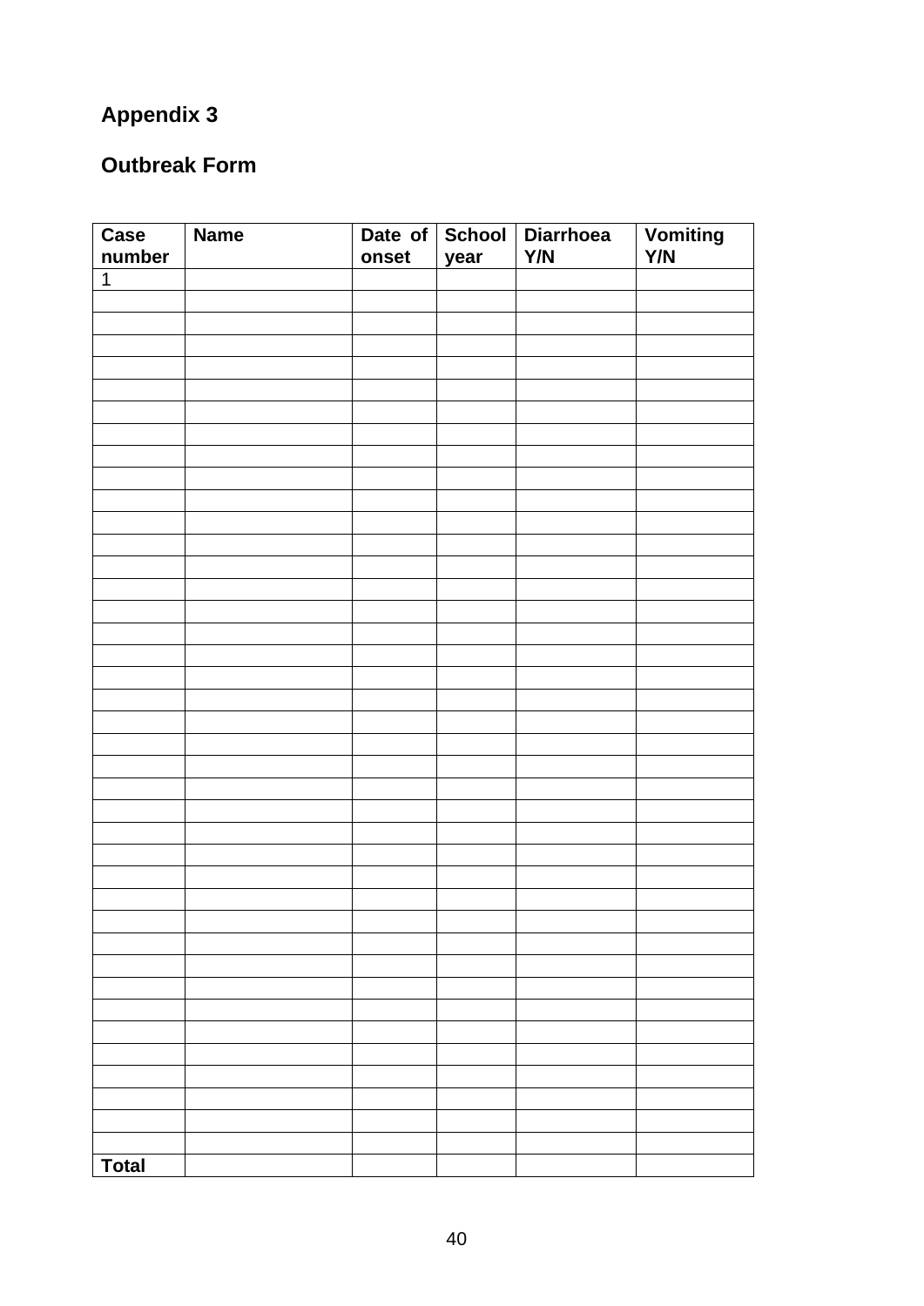## Appendix 3

## Outbreak Form

| Case number | Name | Date of onset | School year | Diarrhoea Y/N | Vomiting Y/N |
|---|---|---|---|---|---|
| 1 | | | | | |
| | | | | | |
| | | | | | |
| | | | | | |
| | | | | | |
| | | | | | |
| | | | | | |
| | | | | | |
| | | | | | |
| | | | | | |
| | | | | | |
| | | | | | |
| | | | | | |
| | | | | | |
| | | | | | |
| | | | | | |
| | | | | | |
| | | | | | |
| | | | | | |
| | | | | | |
| | | | | | |
| | | | | | |
| | | | | | |
| | | | | | |
| | | | | | |
| | | | | | |
| | | | | | |
| | | | | | |
| | | | | | |
| | | | | | |
| | | | | | |
| | | | | | |
| | | | | | |
| | | | | | |
| | | | | | |
| | | | | | |
| | | | | | |
| | | | | | |
| | | | | | |
| | | | | | |
| **Total** | | | | | |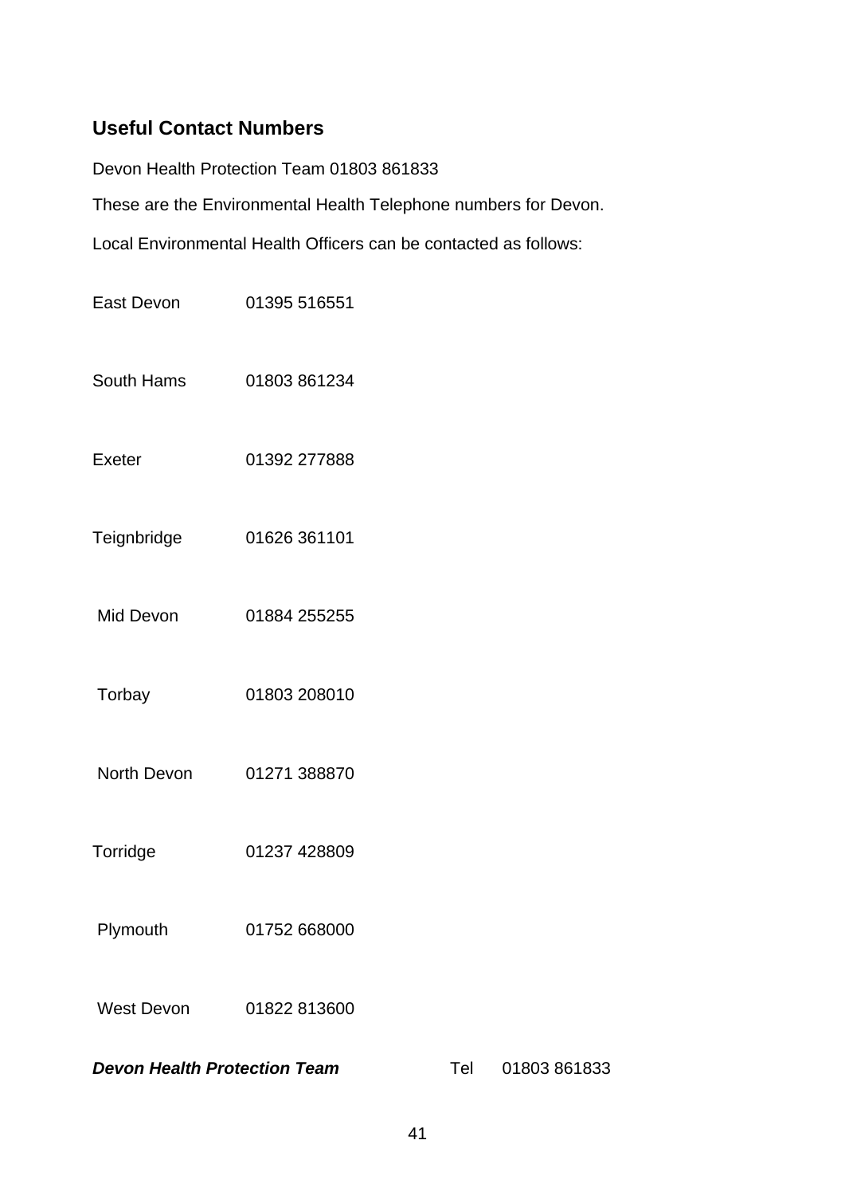## Useful Contact Numbers

Devon Health Protection Team 01803 861833

These are the Environmental Health Telephone numbers for Devon.

Local Environmental Health Officers can be contacted as follows:

| | |
|---|---|
| East Devon | 01395 516551 |
| South Hams | 01803 861234 |
| Exeter | 01392 277888 |
| Teignbridge | 01626 361101 |
| Mid Devon | 01884 255255 |
| Torbay | 01803 208010 |
| North Devon | 01271 388870 |
| Torridge | 01237 428809 |
| Plymouth | 01752 668000 |
| West Devon | 01822 813600 |

***Devon Health Protection Team*** Tel 01803 861833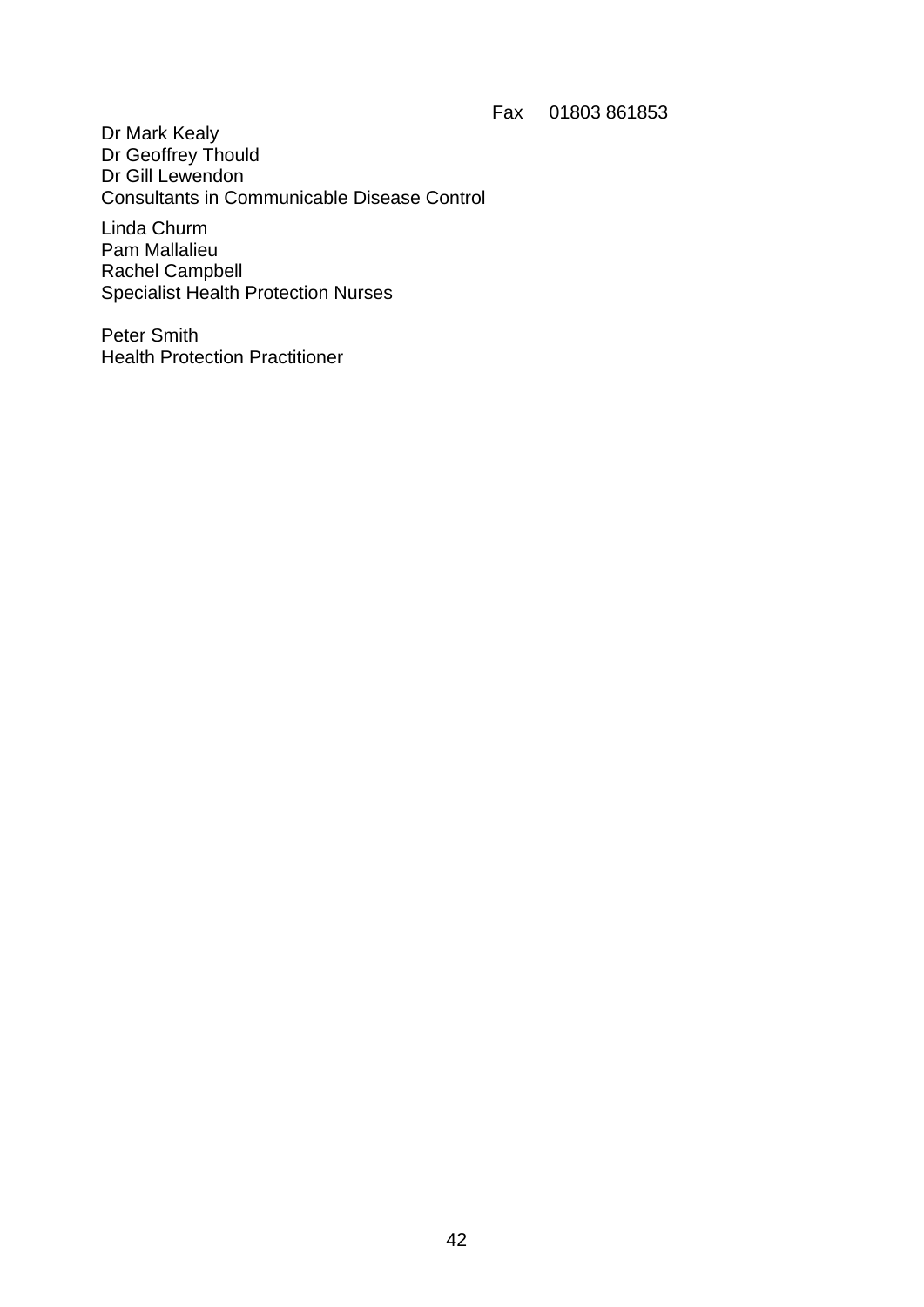Fax 01803 861853

Dr Mark Kealy
Dr Geoffrey Thould
Dr Gill Lewendon
Consultants in Communicable Disease Control

Linda Churm
Pam Mallalieu
Rachel Campbell
Specialist Health Protection Nurses

Peter Smith
Health Protection Practitioner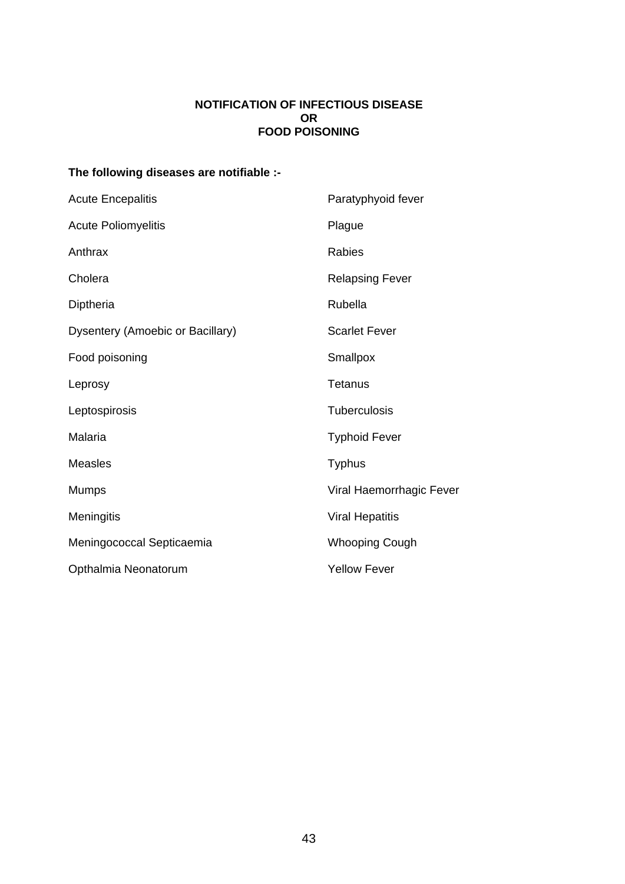**NOTIFICATION OF INFECTIOUS DISEASE**
**OR**
**FOOD POISONING**

**The following diseases are notifiable :-**

Acute Encepalitis

Acute Poliomyelitis

Anthrax

Cholera

Diptheria

Dysentery (Amoebic or Bacillary)

Food poisoning

Leprosy

Leptospirosis

Malaria

Measles

Mumps

Meningitis

Meningococcal Septicaemia

Opthalmia Neonatorum

Paratyphyoid fever

Plague

Rabies

Relapsing Fever

Rubella

Scarlet Fever

Smallpox

Tetanus

Tuberculosis

Typhoid Fever

Typhus

Viral Haemorrhagic Fever

Viral Hepatitis

Whooping Cough

Yellow Fever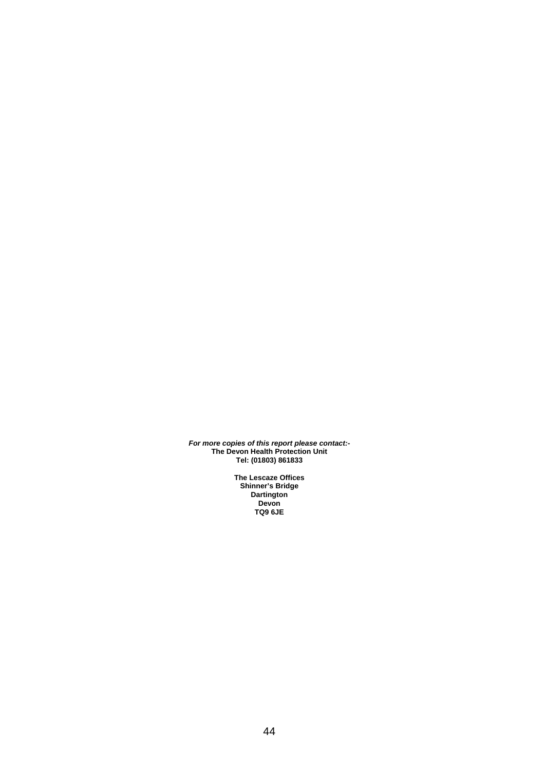***For more copies of this report please contact:-***
**The Devon Health Protection Unit**
**Tel: (01803) 861833**

**The Lescaze Offices**
**Shinner's Bridge**
**Dartington**
**Devon**
**TQ9 6JE**